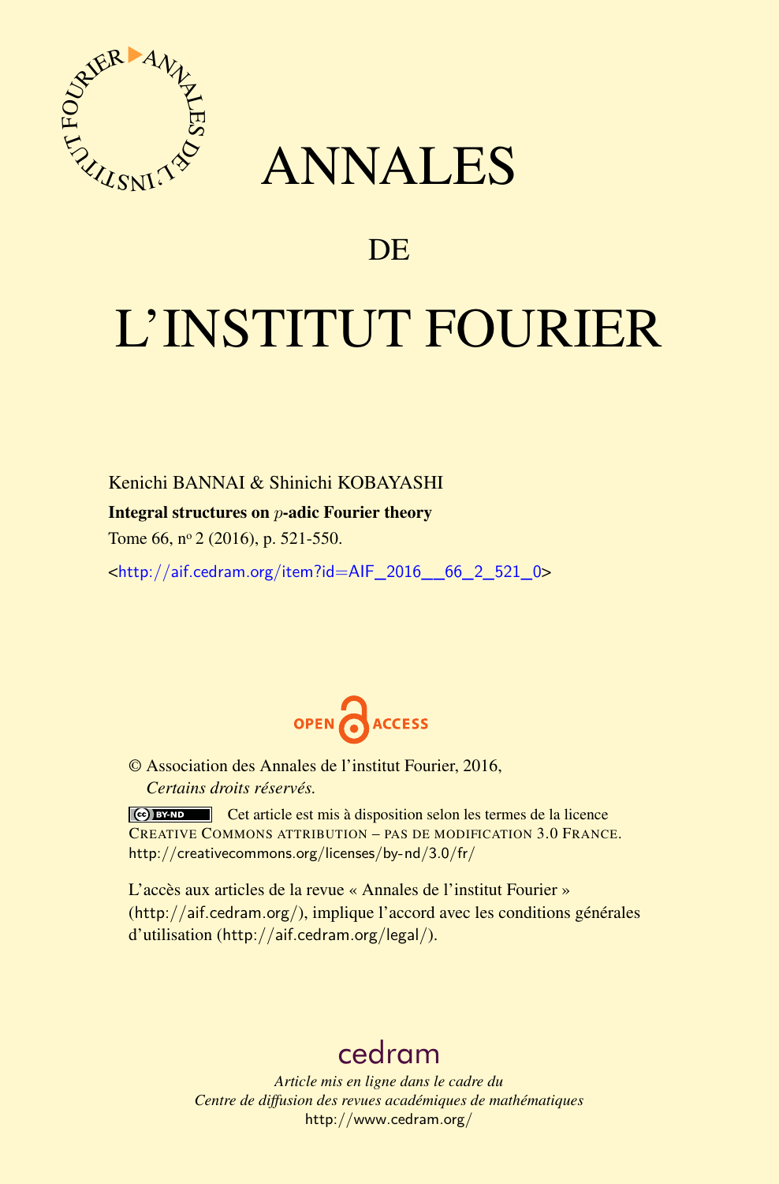# ANNALES

## DE

# L'INSTITUT FOURIER

Kenichi BANNAI & Shinichi KOBAYASHI

**Integral structures on $p$-adic Fourier theory**

Tome 66, nº 2 (2016), p. 521-550.

<http://aif.cedram.org/item?id=AIF_2016__66_2_521_0>

OPEN ACCESS

© Association des Annales de l'institut Fourier, 2016,
*Certains droits réservés.*

Cet article est mis à disposition selon les termes de la licence CREATIVE COMMONS ATTRIBUTION – PAS DE MODIFICATION 3.0 FRANCE.
http://creativecommons.org/licenses/by-nd/3.0/fr/

L'accès aux articles de la revue « Annales de l'institut Fourier » (http://aif.cedram.org/), implique l'accord avec les conditions générales d'utilisation (http://aif.cedram.org/legal/).

cedram

*Article mis en ligne dans le cadre du*
*Centre de diffusion des revues académiques de mathématiques*
http://www.cedram.org/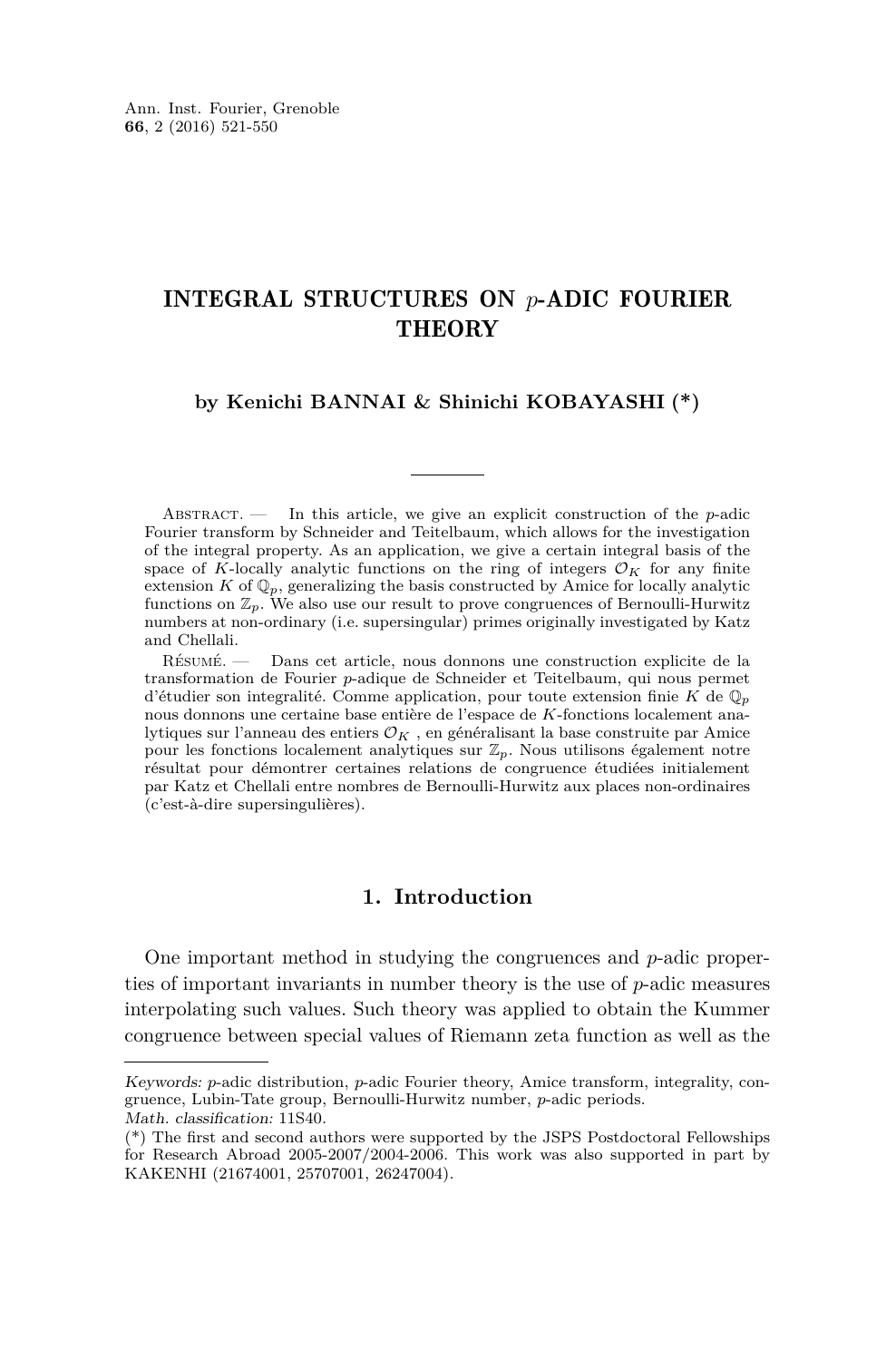# INTEGRAL STRUCTURES ON $p$-ADIC FOURIER THEORY

**by Kenichi BANNAI & Shinichi KOBAYASHI (\*)**

---

Abstract. — In this article, we give an explicit construction of the $p$-adic Fourier transform by Schneider and Teitelbaum, which allows for the investigation of the integral property. As an application, we give a certain integral basis of the space of $K$-locally analytic functions on the ring of integers $\mathcal{O}_K$ for any finite extension $K$ of $\mathbb{Q}_p$, generalizing the basis constructed by Amice for locally analytic functions on $\mathbb{Z}_p$. We also use our result to prove congruences of Bernoulli-Hurwitz numbers at non-ordinary (i.e. supersingular) primes originally investigated by Katz and Chellali.

Résumé. — Dans cet article, nous donnons une construction explicite de la transformation de Fourier $p$-adique de Schneider et Teitelbaum, qui nous permet d'étudier son integralité. Comme application, pour toute extension finie $K$ de $\mathbb{Q}_p$ nous donnons une certaine base entière de l'espace de $K$-fonctions localement analytiques sur l'anneau des entiers $\mathcal{O}_K$ , en généralisant la base construite par Amice pour les fonctions localement analytiques sur $\mathbb{Z}_p$. Nous utilisons également notre résultat pour démontrer certaines relations de congruence étudiées initialement par Katz et Chellali entre nombres de Bernoulli-Hurwitz aux places non-ordinaires (c'est-à-dire supersingulières).

## 1. Introduction

One important method in studying the congruences and $p$-adic properties of important invariants in number theory is the use of $p$-adic measures interpolating such values. Such theory was applied to obtain the Kummer congruence between special values of Riemann zeta function as well as the

---

*Keywords:* $p$-adic distribution, $p$-adic Fourier theory, Amice transform, integrality, congruence, Lubin-Tate group, Bernoulli-Hurwitz number, $p$-adic periods.
*Math. classification:* 11S40.
(\*) The first and second authors were supported by the JSPS Postdoctoral Fellowships for Research Abroad 2005-2007/2004-2006. This work was also supported in part by KAKENHI (21674001, 25707001, 26247004).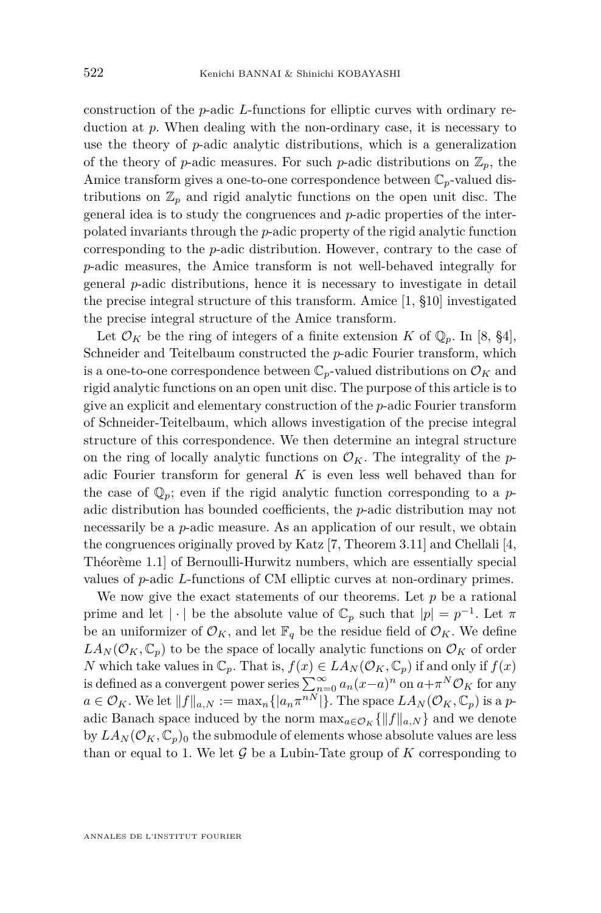construction of the $p$-adic $L$-functions for elliptic curves with ordinary reduction at $p$. When dealing with the non-ordinary case, it is necessary to use the theory of $p$-adic analytic distributions, which is a generalization of the theory of $p$-adic measures. For such $p$-adic distributions on $\mathbb{Z}_p$, the Amice transform gives a one-to-one correspondence between $\mathbb{C}_p$-valued distributions on $\mathbb{Z}_p$ and rigid analytic functions on the open unit disc. The general idea is to study the congruences and $p$-adic properties of the interpolated invariants through the $p$-adic property of the rigid analytic function corresponding to the $p$-adic distribution. However, contrary to the case of $p$-adic measures, the Amice transform is not well-behaved integrally for general $p$-adic distributions, hence it is necessary to investigate in detail the precise integral structure of this transform. Amice [1, §10] investigated the precise integral structure of the Amice transform.

Let $\mathcal{O}_K$ be the ring of integers of a finite extension $K$ of $\mathbb{Q}_p$. In [8, §4], Schneider and Teitelbaum constructed the $p$-adic Fourier transform, which is a one-to-one correspondence between $\mathbb{C}_p$-valued distributions on $\mathcal{O}_K$ and rigid analytic functions on an open unit disc. The purpose of this article is to give an explicit and elementary construction of the $p$-adic Fourier transform of Schneider-Teitelbaum, which allows investigation of the precise integral structure of this correspondence. We then determine an integral structure on the ring of locally analytic functions on $\mathcal{O}_K$. The integrality of the $p$-adic Fourier transform for general $K$ is even less well behaved than for the case of $\mathbb{Q}_p$; even if the rigid analytic function corresponding to a $p$-adic distribution has bounded coefficients, the $p$-adic distribution may not necessarily be a $p$-adic measure. As an application of our result, we obtain the congruences originally proved by Katz [7, Theorem 3.11] and Chellali [4, Théorème 1.1] of Bernoulli-Hurwitz numbers, which are essentially special values of $p$-adic $L$-functions of CM elliptic curves at non-ordinary primes.

We now give the exact statements of our theorems. Let $p$ be a rational prime and let $|\cdot|$ be the absolute value of $\mathbb{C}_p$ such that $|p| = p^{-1}$. Let $\pi$ be an uniformizer of $\mathcal{O}_K$, and let $\mathbb{F}_q$ be the residue field of $\mathcal{O}_K$. We define $LA_N(\mathcal{O}_K, \mathbb{C}_p)$ to be the space of locally analytic functions on $\mathcal{O}_K$ of order $N$ which take values in $\mathbb{C}_p$. That is, $f(x) \in LA_N(\mathcal{O}_K, \mathbb{C}_p)$ if and only if $f(x)$ is defined as a convergent power series $\sum_{n=0}^{\infty} a_n(x-a)^n$ on $a+\pi^N\mathcal{O}_K$ for any $a \in \mathcal{O}_K$. We let $\|f\|_{a,N} := \max_n\{|a_n\pi^{nN}|\}$. The space $LA_N(\mathcal{O}_K, \mathbb{C}_p)$ is a $p$-adic Banach space induced by the norm $\max_{a\in\mathcal{O}_K}\{\|f\|_{a,N}\}$ and we denote by $LA_N(\mathcal{O}_K, \mathbb{C}_p)_0$ the submodule of elements whose absolute values are less than or equal to 1. We let $\mathcal{G}$ be a Lubin-Tate group of $K$ corresponding to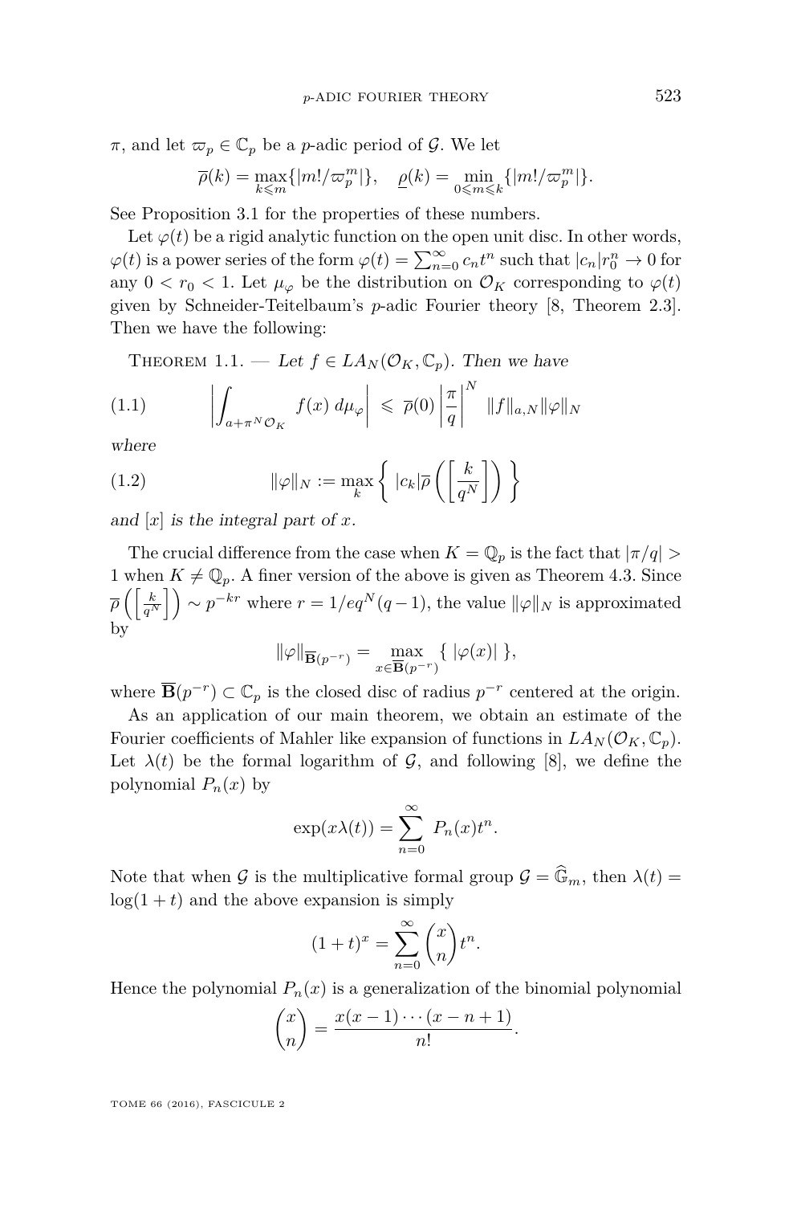$\pi$, and let $\varpi_p \in \mathbb{C}_p$ be a $p$-adic period of $\mathcal{G}$. We let

$$\overline{\rho}(k) = \max_{k \leqslant m}\{|m!/\varpi_p^m|\}, \quad \underline{\rho}(k) = \min_{0 \leqslant m \leqslant k}\{|m!/\varpi_p^m|\}.$$

See Proposition 3.1 for the properties of these numbers.

Let $\varphi(t)$ be a rigid analytic function on the open unit disc. In other words, $\varphi(t)$ is a power series of the form $\varphi(t) = \sum_{n=0}^{\infty} c_n t^n$ such that $|c_n| r_0^n \to 0$ for any $0 < r_0 < 1$. Let $\mu_\varphi$ be the distribution on $\mathcal{O}_K$ corresponding to $\varphi(t)$ given by Schneider-Teitelbaum's $p$-adic Fourier theory [8, Theorem 2.3]. Then we have the following:

Theorem 1.1. — *Let $f \in LA_N(\mathcal{O}_K, \mathbb{C}_p)$. Then we have*

$$\left| \int_{a+\pi^N \mathcal{O}_K} f(x)\, d\mu_\varphi \right| \leqslant \overline{\rho}(0) \left| \frac{\pi}{q} \right|^N \|f\|_{a,N} \|\varphi\|_N \tag{1.1}$$

*where*

$$\|\varphi\|_N := \max_k \left\{ |c_k| \overline{\rho}\left( \left[ \frac{k}{q^N} \right] \right) \right\} \tag{1.2}$$

*and $[x]$ is the integral part of $x$.*

The crucial difference from the case when $K = \mathbb{Q}_p$ is the fact that $|\pi/q| > 1$ when $K \neq \mathbb{Q}_p$. A finer version of the above is given as Theorem 4.3. Since $\overline{\rho}\left(\left[\frac{k}{q^N}\right]\right) \sim p^{-kr}$ where $r = 1/eq^N(q-1)$, the value $\|\varphi\|_N$ is approximated by

$$\|\varphi\|_{\overline{\mathbf{B}}(p^{-r})} = \max_{x \in \overline{\mathbf{B}}(p^{-r})} \{\, |\varphi(x)| \,\},$$

where $\overline{\mathbf{B}}(p^{-r}) \subset \mathbb{C}_p$ is the closed disc of radius $p^{-r}$ centered at the origin.

As an application of our main theorem, we obtain an estimate of the Fourier coefficients of Mahler like expansion of functions in $LA_N(\mathcal{O}_K, \mathbb{C}_p)$. Let $\lambda(t)$ be the formal logarithm of $\mathcal{G}$, and following [8], we define the polynomial $P_n(x)$ by

$$\exp(x\lambda(t)) = \sum_{n=0}^{\infty} P_n(x) t^n.$$

Note that when $\mathcal{G}$ is the multiplicative formal group $\mathcal{G} = \widehat{\mathbb{G}}_m$, then $\lambda(t) = \log(1+t)$ and the above expansion is simply

$$(1+t)^x = \sum_{n=0}^{\infty} \binom{x}{n} t^n.$$

Hence the polynomial $P_n(x)$ is a generalization of the binomial polynomial

$$\binom{x}{n} = \frac{x(x-1)\cdots(x-n+1)}{n!}.$$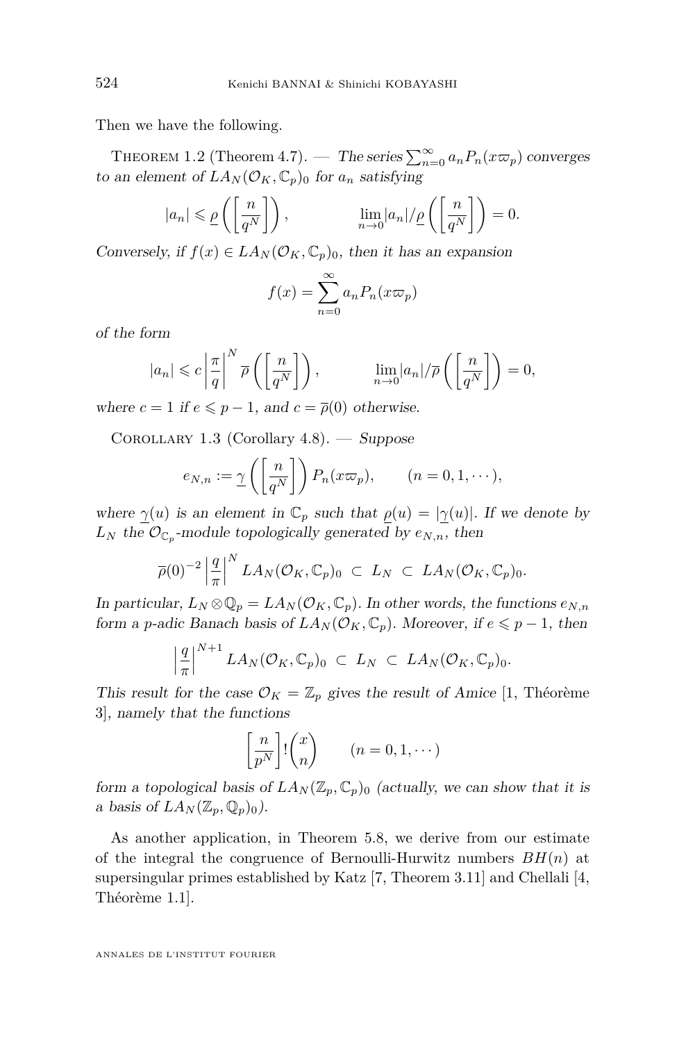Then we have the following.

Theorem 1.2 (Theorem 4.7). — *The series $\sum_{n=0}^\infty a_n P_n(x\varpi_p)$ converges to an element of $LA_N(\mathcal{O}_K, \mathbb{C}_p)_0$ for $a_n$ satisfying*

$$|a_n| \leqslant \underline{\rho}\left(\left[\frac{n}{q^N}\right]\right), \qquad \lim_{n\to 0} |a_n|/\underline{\rho}\left(\left[\frac{n}{q^N}\right]\right) = 0.$$

*Conversely, if $f(x) \in LA_N(\mathcal{O}_K, \mathbb{C}_p)_0$, then it has an expansion*

$$f(x) = \sum_{n=0}^{\infty} a_n P_n(x\varpi_p)$$

*of the form*

$$|a_n| \leqslant c\left|\frac{\pi}{q}\right|^N \overline{\rho}\left(\left[\frac{n}{q^N}\right]\right), \qquad \lim_{n\to 0} |a_n|/\overline{\rho}\left(\left[\frac{n}{q^N}\right]\right) = 0,$$

*where $c = 1$ if $e \leqslant p-1$, and $c = \overline{\rho}(0)$ otherwise.*

Corollary 1.3 (Corollary 4.8). — *Suppose*

$$e_{N,n} := \underline{\gamma}\left(\left[\frac{n}{q^N}\right]\right) P_n(x\varpi_p), \qquad (n = 0, 1, \cdots),$$

*where $\underline{\gamma}(u)$ is an element in $\mathbb{C}_p$ such that $\underline{\rho}(u) = |\underline{\gamma}(u)|$. If we denote by $L_N$ the $\mathcal{O}_{\mathbb{C}_p}$-module topologically generated by $e_{N,n}$, then*

$$\overline{\rho}(0)^{-2}\left|\frac{q}{\pi}\right|^N LA_N(\mathcal{O}_K, \mathbb{C}_p)_0 \;\subset\; L_N \;\subset\; LA_N(\mathcal{O}_K, \mathbb{C}_p)_0.$$

*In particular, $L_N \otimes \mathbb{Q}_p = LA_N(\mathcal{O}_K, \mathbb{C}_p)$. In other words, the functions $e_{N,n}$ form a $p$-adic Banach basis of $LA_N(\mathcal{O}_K, \mathbb{C}_p)$. Moreover, if $e \leqslant p-1$, then*

$$\left|\frac{q}{\pi}\right|^{N+1} LA_N(\mathcal{O}_K, \mathbb{C}_p)_0 \;\subset\; L_N \;\subset\; LA_N(\mathcal{O}_K, \mathbb{C}_p)_0.$$

*This result for the case $\mathcal{O}_K = \mathbb{Z}_p$ gives the result of Amice* [1, Théorème 3], *namely that the functions*

$$\left[\frac{n}{p^N}\right]!\binom{x}{n} \qquad (n = 0, 1, \cdots)$$

*form a topological basis of $LA_N(\mathbb{Z}_p, \mathbb{C}_p)_0$ (actually, we can show that it is a basis of $LA_N(\mathbb{Z}_p, \mathbb{Q}_p)_0$).*

As another application, in Theorem 5.8, we derive from our estimate of the integral the congruence of Bernoulli-Hurwitz numbers $BH(n)$ at supersingular primes established by Katz [7, Theorem 3.11] and Chellali [4, Théorème 1.1].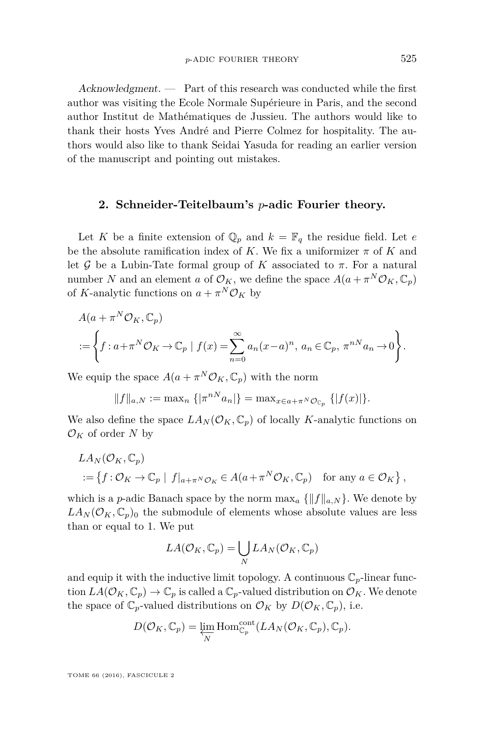*Acknowledgment.* — Part of this research was conducted while the first author was visiting the Ecole Normale Supérieure in Paris, and the second author Institut de Mathématiques de Jussieu. The authors would like to thank their hosts Yves André and Pierre Colmez for hospitality. The authors would also like to thank Seidai Yasuda for reading an earlier version of the manuscript and pointing out mistakes.

## 2. Schneider-Teitelbaum's $p$-adic Fourier theory.

Let $K$ be a finite extension of $\mathbb{Q}_p$ and $k = \mathbb{F}_q$ the residue field. Let $e$ be the absolute ramification index of $K$. We fix a uniformizer $\pi$ of $K$ and let $\mathcal{G}$ be a Lubin-Tate formal group of $K$ associated to $\pi$. For a natural number $N$ and an element $a$ of $\mathcal{O}_K$, we define the space $A(a + \pi^N \mathcal{O}_K, \mathbb{C}_p)$ of $K$-analytic functions on $a + \pi^N \mathcal{O}_K$ by

$$
\begin{aligned}
&A(a + \pi^N \mathcal{O}_K, \mathbb{C}_p) \\
&:= \left\{ f : a + \pi^N \mathcal{O}_K \to \mathbb{C}_p \mid f(x) = \sum_{n=0}^{\infty} a_n (x-a)^n,\ a_n \in \mathbb{C}_p,\ \pi^{nN} a_n \to 0 \right\}.
\end{aligned}
$$

We equip the space $A(a + \pi^N \mathcal{O}_K, \mathbb{C}_p)$ with the norm

$$
\|f\|_{a,N} := \max_n \{|\pi^{nN} a_n|\} = \max_{x \in a + \pi^N \mathcal{O}_{\mathbb{C}_p}} \{|f(x)|\}.
$$

We also define the space $LA_N(\mathcal{O}_K, \mathbb{C}_p)$ of locally $K$-analytic functions on $\mathcal{O}_K$ of order $N$ by

$$
\begin{aligned}
&LA_N(\mathcal{O}_K, \mathbb{C}_p) \\
&:= \left\{ f : \mathcal{O}_K \to \mathbb{C}_p \mid f|_{a + \pi^N \mathcal{O}_K} \in A(a + \pi^N \mathcal{O}_K, \mathbb{C}_p) \quad \text{for any } a \in \mathcal{O}_K \right\},
\end{aligned}
$$

which is a $p$-adic Banach space by the norm $\max_a \{\|f\|_{a,N}\}$. We denote by $LA_N(\mathcal{O}_K, \mathbb{C}_p)_0$ the submodule of elements whose absolute values are less than or equal to 1. We put

$$
LA(\mathcal{O}_K, \mathbb{C}_p) = \bigcup_N LA_N(\mathcal{O}_K, \mathbb{C}_p)
$$

and equip it with the inductive limit topology. A continuous $\mathbb{C}_p$-linear function $LA(\mathcal{O}_K, \mathbb{C}_p) \to \mathbb{C}_p$ is called a $\mathbb{C}_p$-valued distribution on $\mathcal{O}_K$. We denote the space of $\mathbb{C}_p$-valued distributions on $\mathcal{O}_K$ by $D(\mathcal{O}_K, \mathbb{C}_p)$, i.e.

$$
D(\mathcal{O}_K, \mathbb{C}_p) = \varprojlim_N \operatorname{Hom}^{\text{cont}}_{\mathbb{C}_p}(LA_N(\mathcal{O}_K, \mathbb{C}_p), \mathbb{C}_p).
$$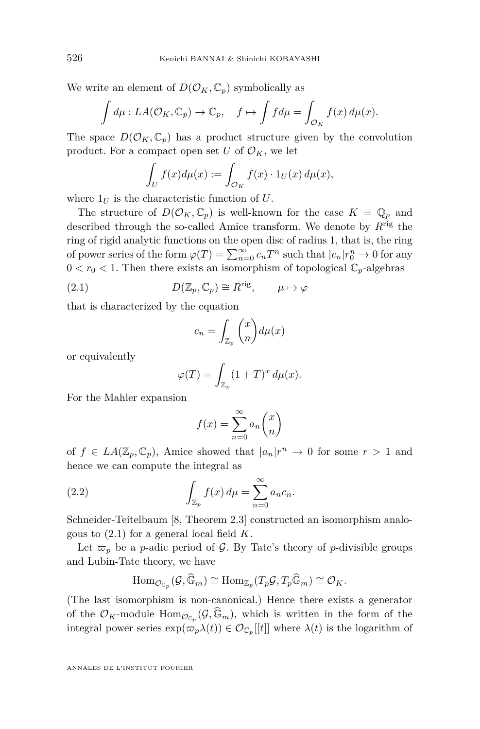We write an element of $D(\mathcal{O}_K, \mathbb{C}_p)$ symbolically as

$$\int d\mu : LA(\mathcal{O}_K, \mathbb{C}_p) \to \mathbb{C}_p, \quad f \mapsto \int f d\mu = \int_{\mathcal{O}_K} f(x)\, d\mu(x).$$

The space $D(\mathcal{O}_K, \mathbb{C}_p)$ has a product structure given by the convolution product. For a compact open set $U$ of $\mathcal{O}_K$, we let

$$\int_U f(x) d\mu(x) := \int_{\mathcal{O}_K} f(x) \cdot 1_U(x)\, d\mu(x),$$

where $1_U$ is the characteristic function of $U$.

The structure of $D(\mathcal{O}_K, \mathbb{C}_p)$ is well-known for the case $K = \mathbb{Q}_p$ and described through the so-called Amice transform. We denote by $R^{\mathrm{rig}}$ the ring of rigid analytic functions on the open disc of radius 1, that is, the ring of power series of the form $\varphi(T) = \sum_{n=0}^{\infty} c_n T^n$ such that $|c_n| r_0^n \to 0$ for any $0 < r_0 < 1$. Then there exists an isomorphism of topological $\mathbb{C}_p$-algebras

$$D(\mathbb{Z}_p, \mathbb{C}_p) \cong R^{\mathrm{rig}}, \qquad \mu \mapsto \varphi \tag{2.1}$$

that is characterized by the equation

$$c_n = \int_{\mathbb{Z}_p} \binom{x}{n} d\mu(x)$$

or equivalently

$$\varphi(T) = \int_{\mathbb{Z}_p} (1+T)^x\, d\mu(x).$$

For the Mahler expansion

$$f(x) = \sum_{n=0}^{\infty} a_n \binom{x}{n}$$

of $f \in LA(\mathbb{Z}_p, \mathbb{C}_p)$, Amice showed that $|a_n| r^n \to 0$ for some $r > 1$ and hence we can compute the integral as

$$\int_{\mathbb{Z}_p} f(x)\, d\mu = \sum_{n=0}^{\infty} a_n c_n. \tag{2.2}$$

Schneider-Teitelbaum [8, Theorem 2.3] constructed an isomorphism analogous to (2.1) for a general local field $K$.

Let $\varpi_p$ be a $p$-adic period of $\mathcal{G}$. By Tate's theory of $p$-divisible groups and Lubin-Tate theory, we have

$$\mathrm{Hom}_{\mathcal{O}_{\mathbb{C}_p}}(\mathcal{G}, \widehat{\mathbb{G}}_m) \cong \mathrm{Hom}_{\mathbb{Z}_p}(T_p\mathcal{G}, T_p\widehat{\mathbb{G}}_m) \cong \mathcal{O}_K.$$

(The last isomorphism is non-canonical.) Hence there exists a generator of the $\mathcal{O}_K$-module $\mathrm{Hom}_{\mathcal{O}_{\mathbb{C}_p}}(\mathcal{G}, \widehat{\mathbb{G}}_m)$, which is written in the form of the integral power series $\exp(\varpi_p \lambda(t)) \in \mathcal{O}_{\mathbb{C}_p}[[t]]$ where $\lambda(t)$ is the logarithm of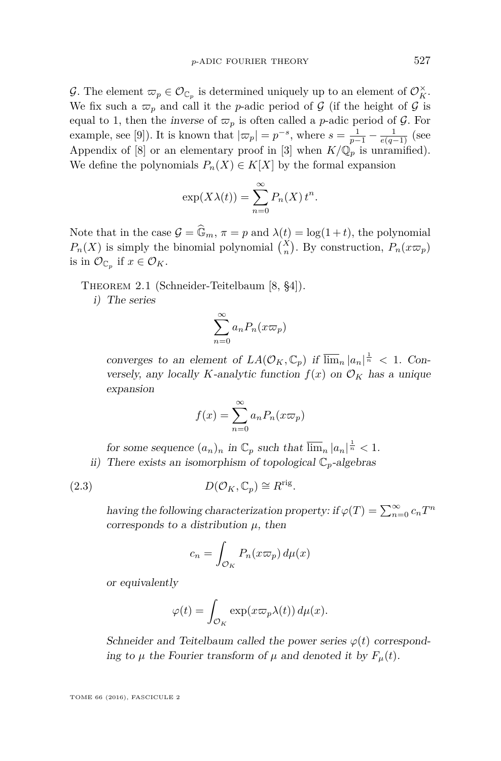$\mathcal{G}$. The element $\varpi_p \in \mathcal{O}_{\mathbb{C}_p}$ is determined uniquely up to an element of $\mathcal{O}_K^\times$. We fix such a $\varpi_p$ and call it the $p$-adic period of $\mathcal{G}$ (if the height of $\mathcal{G}$ is equal to 1, then the *inverse* of $\varpi_p$ is often called a $p$-adic period of $\mathcal{G}$. For example, see [9]). It is known that $|\varpi_p| = p^{-s}$, where $s = \frac{1}{p-1} - \frac{1}{e(q-1)}$ (see Appendix of [8] or an elementary proof in [3] when $K/\mathbb{Q}_p$ is unramified). We define the polynomials $P_n(X) \in K[X]$ by the formal expansion

$$\exp(X\lambda(t)) = \sum_{n=0}^{\infty} P_n(X)\, t^n.$$

Note that in the case $\mathcal{G} = \widehat{\mathbb{G}}_m$, $\pi = p$ and $\lambda(t) = \log(1+t)$, the polynomial $P_n(X)$ is simply the binomial polynomial $\binom{X}{n}$. By construction, $P_n(x\varpi_p)$ is in $\mathcal{O}_{\mathbb{C}_p}$ if $x \in \mathcal{O}_K$.

Theorem 2.1 (Schneider-Teitelbaum [8, §4]).

*i) The series*

$$\sum_{n=0}^{\infty} a_n P_n(x\varpi_p)$$

*converges to an element of $LA(\mathcal{O}_K, \mathbb{C}_p)$ if $\overline{\lim}_n |a_n|^{\frac{1}{n}} < 1$. Conversely, any locally $K$-analytic function $f(x)$ on $\mathcal{O}_K$ has a unique expansion*

$$f(x) = \sum_{n=0}^{\infty} a_n P_n(x\varpi_p)$$

*for some sequence $(a_n)_n$ in $\mathbb{C}_p$ such that $\overline{\lim}_n |a_n|^{\frac{1}{n}} < 1$.*

*ii) There exists an isomorphism of topological $\mathbb{C}_p$-algebras*

$$D(\mathcal{O}_K, \mathbb{C}_p) \cong R^{\mathrm{rig}}. \tag{2.3}$$

*having the following characterization property: if $\varphi(T) = \sum_{n=0}^{\infty} c_n T^n$ corresponds to a distribution $\mu$, then*

$$c_n = \int_{\mathcal{O}_K} P_n(x\varpi_p)\, d\mu(x)$$

*or equivalently*

$$\varphi(t) = \int_{\mathcal{O}_K} \exp(x\varpi_p\lambda(t))\, d\mu(x).$$

*Schneider and Teitelbaum called the power series $\varphi(t)$ corresponding to $\mu$ the Fourier transform of $\mu$ and denoted it by $F_\mu(t)$.*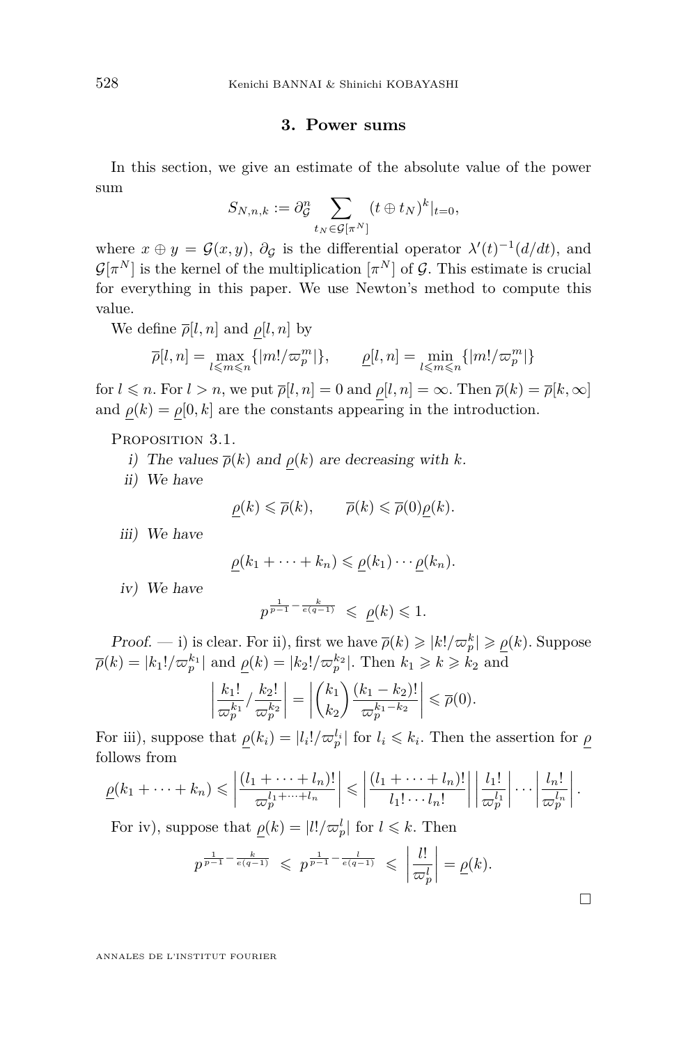## 3. Power sums

In this section, we give an estimate of the absolute value of the power sum

$$S_{N,n,k} := \partial_{\mathcal{G}}^n \sum_{t_N \in \mathcal{G}[\pi^N]} (t \oplus t_N)^k|_{t=0},$$

where $x \oplus y = \mathcal{G}(x, y)$, $\partial_{\mathcal{G}}$ is the differential operator $\lambda'(t)^{-1}(d/dt)$, and $\mathcal{G}[\pi^N]$ is the kernel of the multiplication $[\pi^N]$ of $\mathcal{G}$. This estimate is crucial for everything in this paper. We use Newton's method to compute this value.

We define $\overline{\rho}[l, n]$ and $\underline{\rho}[l, n]$ by

$$\overline{\rho}[l, n] = \max_{l \leqslant m \leqslant n} \{|m!/\varpi_p^m|\}, \qquad \underline{\rho}[l, n] = \min_{l \leqslant m \leqslant n} \{|m!/\varpi_p^m|\}$$

for $l \leqslant n$. For $l > n$, we put $\overline{\rho}[l, n] = 0$ and $\underline{\rho}[l, n] = \infty$. Then $\overline{\rho}(k) = \overline{\rho}[k, \infty]$ and $\underline{\rho}(k) = \underline{\rho}[0, k]$ are the constants appearing in the introduction.

Proposition 3.1.

i) *The values $\overline{\rho}(k)$ and $\underline{\rho}(k)$ are decreasing with $k$.*

ii) *We have*

$$\underline{\rho}(k) \leqslant \overline{\rho}(k), \qquad \overline{\rho}(k) \leqslant \overline{\rho}(0)\underline{\rho}(k).$$

iii) *We have*

$$\underline{\rho}(k_1 + \cdots + k_n) \leqslant \underline{\rho}(k_1) \cdots \underline{\rho}(k_n).$$

iv) *We have*

$$p^{\frac{1}{p-1} - \frac{k}{e(q-1)}} \leqslant \underline{\rho}(k) \leqslant 1.$$

*Proof.* — i) is clear. For ii), first we have $\overline{\rho}(k) \geqslant |k!/\varpi_p^k| \geqslant \underline{\rho}(k)$. Suppose $\overline{\rho}(k) = |k_1!/\varpi_p^{k_1}|$ and $\underline{\rho}(k) = |k_2!/\varpi_p^{k_2}|$. Then $k_1 \geqslant k \geqslant k_2$ and

$$\left| \frac{k_1!}{\varpi_p^{k_1}} / \frac{k_2!}{\varpi_p^{k_2}} \right| = \left| \binom{k_1}{k_2} \frac{(k_1 - k_2)!}{\varpi_p^{k_1 - k_2}} \right| \leqslant \overline{\rho}(0).$$

For iii), suppose that $\underline{\rho}(k_i) = |l_i!/\varpi_p^{l_i}|$ for $l_i \leqslant k_i$. Then the assertion for $\underline{\rho}$ follows from

$$\underline{\rho}(k_1 + \cdots + k_n) \leqslant \left| \frac{(l_1 + \cdots + l_n)!}{\varpi_p^{l_1 + \cdots + l_n}} \right| \leqslant \left| \frac{(l_1 + \cdots + l_n)!}{l_1! \cdots l_n!} \right| \left| \frac{l_1!}{\varpi_p^{l_1}} \right| \cdots \left| \frac{l_n!}{\varpi_p^{l_n}} \right|.$$

For iv), suppose that $\underline{\rho}(k) = |l!/\varpi_p^l|$ for $l \leqslant k$. Then

$$p^{\frac{1}{p-1} - \frac{k}{e(q-1)}} \leqslant p^{\frac{1}{p-1} - \frac{l}{e(q-1)}} \leqslant \left| \frac{l!}{\varpi_p^l} \right| = \underline{\rho}(k).$$

□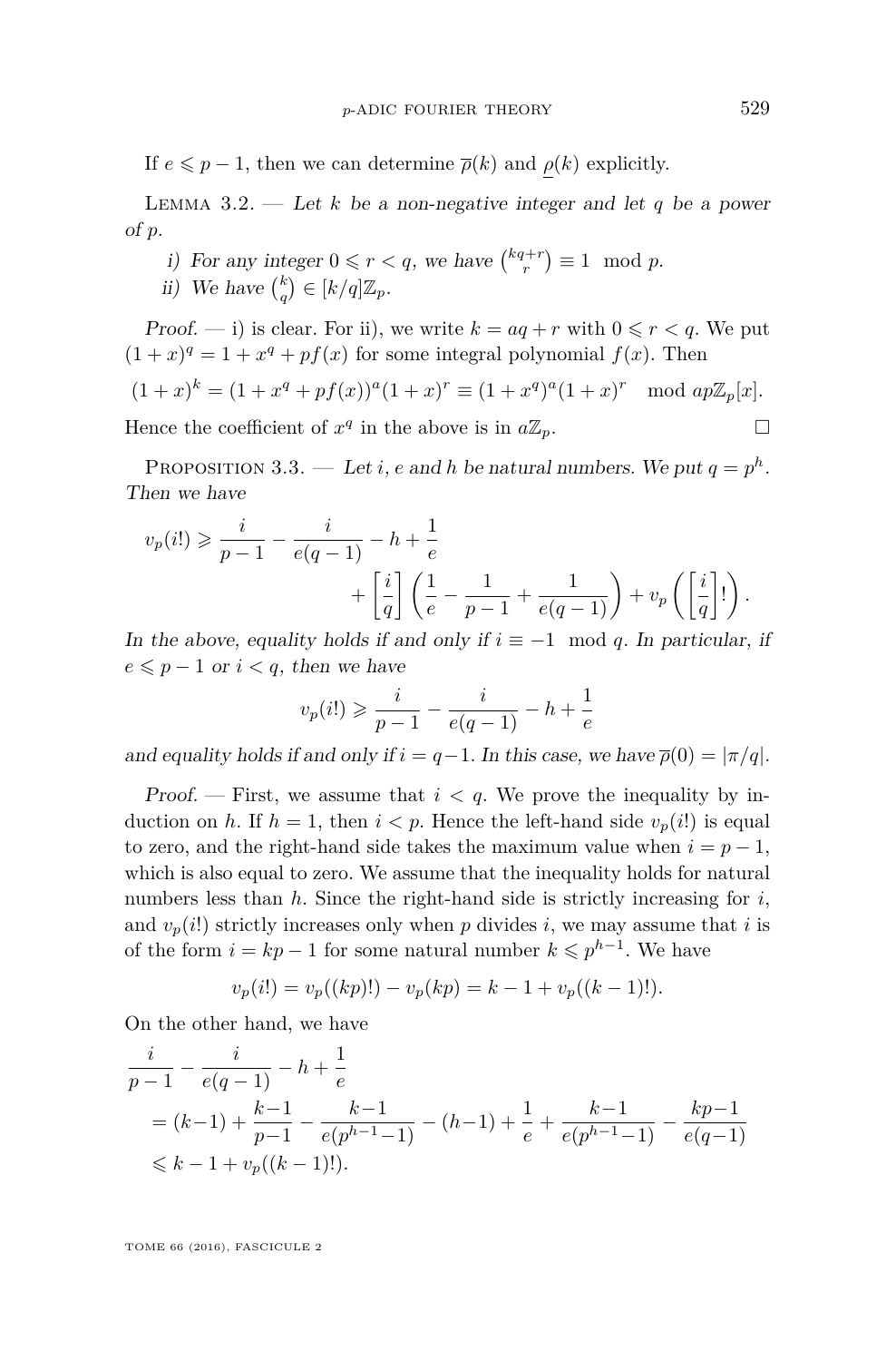If $e \leqslant p-1$, then we can determine $\overline{\rho}(k)$ and $\underline{\rho}(k)$ explicitly.

Lemma 3.2. — *Let $k$ be a non-negative integer and let $q$ be a power of $p$.*

*i) For any integer $0 \leqslant r < q$, we have $\binom{kq+r}{r} \equiv 1 \mod p$.*
*ii) We have $\binom{k}{q} \in [k/q]\mathbb{Z}_p$.*

*Proof.* — i) is clear. For ii), we write $k = aq + r$ with $0 \leqslant r < q$. We put $(1+x)^q = 1 + x^q + pf(x)$ for some integral polynomial $f(x)$. Then

$$(1+x)^k = (1+x^q+pf(x))^a(1+x)^r \equiv (1+x^q)^a(1+x)^r \mod ap\mathbb{Z}_p[x].$$

Hence the coefficient of $x^q$ in the above is in $a\mathbb{Z}_p$. □

Proposition 3.3. — *Let $i$, $e$ and $h$ be natural numbers. We put $q = p^h$. Then we have*

$$v_p(i!) \geqslant \frac{i}{p-1} - \frac{i}{e(q-1)} - h + \frac{1}{e} + \left[\frac{i}{q}\right]\left(\frac{1}{e} - \frac{1}{p-1} + \frac{1}{e(q-1)}\right) + v_p\left(\left[\frac{i}{q}\right]!\right).$$

*In the above, equality holds if and only if $i \equiv -1 \mod q$. In particular, if $e \leqslant p-1$ or $i < q$, then we have*

$$v_p(i!) \geqslant \frac{i}{p-1} - \frac{i}{e(q-1)} - h + \frac{1}{e}$$

*and equality holds if and only if $i = q-1$. In this case, we have $\overline{\rho}(0) = |\pi/q|$.*

*Proof.* — First, we assume that $i < q$. We prove the inequality by induction on $h$. If $h = 1$, then $i < p$. Hence the left-hand side $v_p(i!)$ is equal to zero, and the right-hand side takes the maximum value when $i = p-1$, which is also equal to zero. We assume that the inequality holds for natural numbers less than $h$. Since the right-hand side is strictly increasing for $i$, and $v_p(i!)$ strictly increases only when $p$ divides $i$, we may assume that $i$ is of the form $i = kp - 1$ for some natural number $k \leqslant p^{h-1}$. We have

$$v_p(i!) = v_p((kp)!) - v_p(kp) = k - 1 + v_p((k-1)!).$$

On the other hand, we have

$$\begin{aligned}
&\frac{i}{p-1} - \frac{i}{e(q-1)} - h + \frac{1}{e} \\
&\quad = (k-1) + \frac{k-1}{p-1} - \frac{k-1}{e(p^{h-1}-1)} - (h-1) + \frac{1}{e} + \frac{k-1}{e(p^{h-1}-1)} - \frac{kp-1}{e(q-1)} \\
&\quad \leqslant k - 1 + v_p((k-1)!).
\end{aligned}$$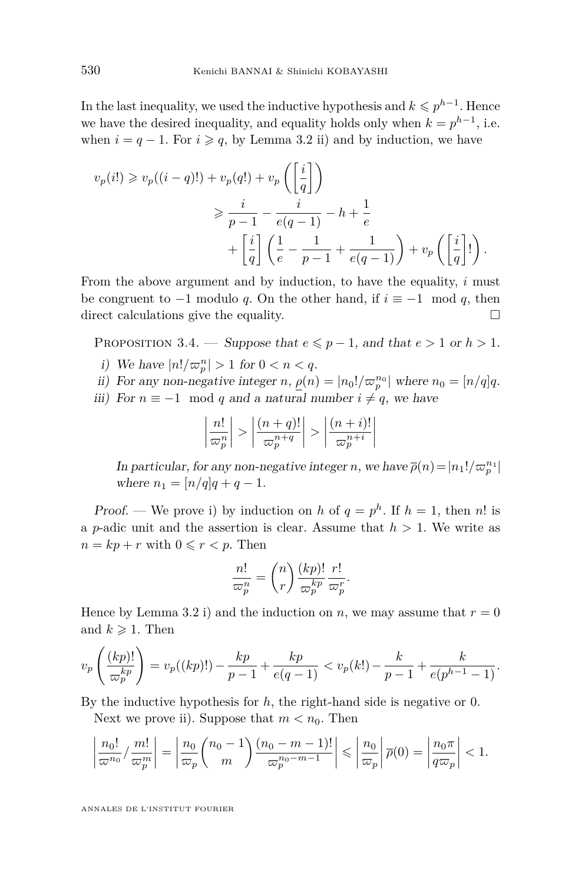In the last inequality, we used the inductive hypothesis and $k \leqslant p^{h-1}$. Hence we have the desired inequality, and equality holds only when $k = p^{h-1}$, i.e. when $i = q-1$. For $i \geqslant q$, by Lemma 3.2 ii) and by induction, we have

$$\begin{aligned} v_p(i!) &\geqslant v_p((i-q)!) + v_p(q!) + v_p\left(\left[\frac{i}{q}\right]\right) \\ &\geqslant \frac{i}{p-1} - \frac{i}{e(q-1)} - h + \frac{1}{e} \\ &\quad + \left[\frac{i}{q}\right]\left(\frac{1}{e} - \frac{1}{p-1} + \frac{1}{e(q-1)}\right) + v_p\left(\left[\frac{i}{q}\right]!\right). \end{aligned}$$

From the above argument and by induction, to have the equality, $i$ must be congruent to $-1$ modulo $q$. On the other hand, if $i \equiv -1 \mod q$, then direct calculations give the equality. □

Proposition 3.4. — *Suppose that $e \leqslant p-1$, and that $e > 1$ or $h > 1$.*

*i) We have $|n!/\varpi_p^n| > 1$ for $0 < n < q$.*

*ii) For any non-negative integer $n$, $\underline{\rho}(n) = |n_0!/\varpi_p^{n_0}|$ where $n_0 = [n/q]q$.*

*iii) For $n \equiv -1 \mod q$ and a natural number $i \neq q$, we have*

$$\left|\frac{n!}{\varpi_p^n}\right| > \left|\frac{(n+q)!}{\varpi_p^{n+q}}\right| > \left|\frac{(n+i)!}{\varpi_p^{n+i}}\right|$$

*In particular, for any non-negative integer $n$, we have $\overline{\rho}(n) = |n_1!/\varpi_p^{n_1}|$ where $n_1 = [n/q]q + q - 1$.*

*Proof.* — We prove i) by induction on $h$ of $q = p^h$. If $h = 1$, then $n!$ is a $p$-adic unit and the assertion is clear. Assume that $h > 1$. We write as $n = kp + r$ with $0 \leqslant r < p$. Then

$$\frac{n!}{\varpi_p^n} = \binom{n}{r}\frac{(kp)!}{\varpi_p^{kp}}\frac{r!}{\varpi_p^r}.$$

Hence by Lemma 3.2 i) and the induction on $n$, we may assume that $r = 0$ and $k \geqslant 1$. Then

$$v_p\left(\frac{(kp)!}{\varpi_p^{kp}}\right) = v_p((kp)!) - \frac{kp}{p-1} + \frac{kp}{e(q-1)} < v_p(k!) - \frac{k}{p-1} + \frac{k}{e(p^{h-1}-1)}.$$

By the inductive hypothesis for $h$, the right-hand side is negative or 0.

Next we prove ii). Suppose that $m < n_0$. Then

$$\left|\frac{n_0!}{\varpi^{n_0}} / \frac{m!}{\varpi_p^m}\right| = \left|\frac{n_0}{\varpi_p}\binom{n_0-1}{m}\frac{(n_0-m-1)!}{\varpi_p^{n_0-m-1}}\right| \leqslant \left|\frac{n_0}{\varpi_p}\right|\overline{\rho}(0) = \left|\frac{n_0\pi}{q\varpi_p}\right| < 1.$$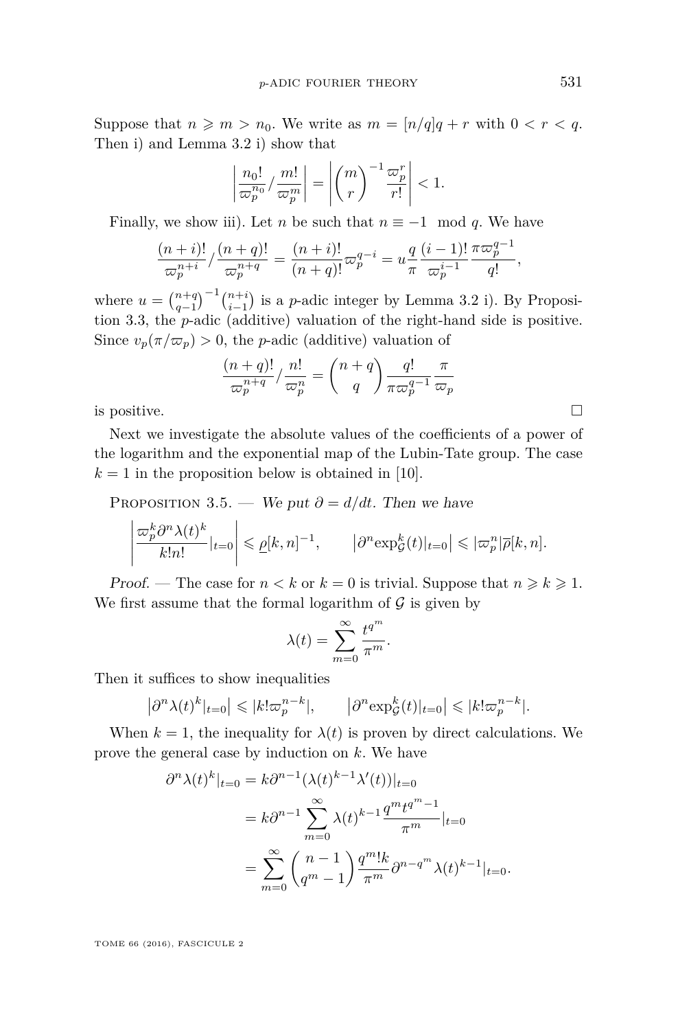Suppose that $n \geqslant m > n_0$. We write as $m = [n/q]q + r$ with $0 < r < q$. Then i) and Lemma 3.2 i) show that

$$\left| \frac{n_0!}{\varpi_p^{n_0}} / \frac{m!}{\varpi_p^m} \right| = \left| \binom{m}{r}^{-1} \frac{\varpi_p^r}{r!} \right| < 1.$$

Finally, we show iii). Let $n$ be such that $n \equiv -1 \mod q$. We have

$$\frac{(n+i)!}{\varpi_p^{n+i}} / \frac{(n+q)!}{\varpi_p^{n+q}} = \frac{(n+i)!}{(n+q)!} \varpi_p^{q-i} = u \frac{q}{\pi} \frac{(i-1)!}{\varpi_p^{i-1}} \frac{\pi \varpi_p^{q-1}}{q!},$$

where $u = \binom{n+q}{q-1}^{-1} \binom{n+i}{i-1}$ is a $p$-adic integer by Lemma 3.2 i). By Proposition 3.3, the $p$-adic (additive) valuation of the right-hand side is positive. Since $v_p(\pi/\varpi_p) > 0$, the $p$-adic (additive) valuation of

$$\frac{(n+q)!}{\varpi_p^{n+q}} / \frac{n!}{\varpi_p^n} = \binom{n+q}{q} \frac{q!}{\pi \varpi_p^{q-1}} \frac{\pi}{\varpi_p}$$

is positive. □

Next we investigate the absolute values of the coefficients of a power of the logarithm and the exponential map of the Lubin-Tate group. The case $k = 1$ in the proposition below is obtained in [10].

Proposition 3.5. — *We put $\partial = d/dt$. Then we have*

$$\left| \frac{\varpi_p^k \partial^n \lambda(t)^k}{k! n!} |_{t=0} \right| \leqslant \underline{\rho}[k,n]^{-1}, \qquad \left| \partial^n \exp_{\mathcal{G}}^k(t)|_{t=0} \right| \leqslant |\varpi_p^n| \overline{\rho}[k,n].$$

*Proof.* — The case for $n < k$ or $k = 0$ is trivial. Suppose that $n \geqslant k \geqslant 1$. We first assume that the formal logarithm of $\mathcal{G}$ is given by

$$\lambda(t) = \sum_{m=0}^{\infty} \frac{t^{q^m}}{\pi^m}.$$

Then it suffices to show inequalities

$$\left| \partial^n \lambda(t)^k |_{t=0} \right| \leqslant |k! \varpi_p^{n-k}|, \qquad \left| \partial^n \exp_{\mathcal{G}}^k(t)|_{t=0} \right| \leqslant |k! \varpi_p^{n-k}|.$$

When $k = 1$, the inequality for $\lambda(t)$ is proven by direct calculations. We prove the general case by induction on $k$. We have

$$\begin{aligned} \partial^n \lambda(t)^k |_{t=0} &= k \partial^{n-1} (\lambda(t)^{k-1} \lambda'(t))|_{t=0} \\ &= k \partial^{n-1} \sum_{m=0}^{\infty} \lambda(t)^{k-1} \frac{q^m t^{q^m - 1}}{\pi^m} |_{t=0} \\ &= \sum_{m=0}^{\infty} \binom{n-1}{q^m - 1} \frac{q^m! k}{\pi^m} \partial^{n-q^m} \lambda(t)^{k-1} |_{t=0}. \end{aligned}$$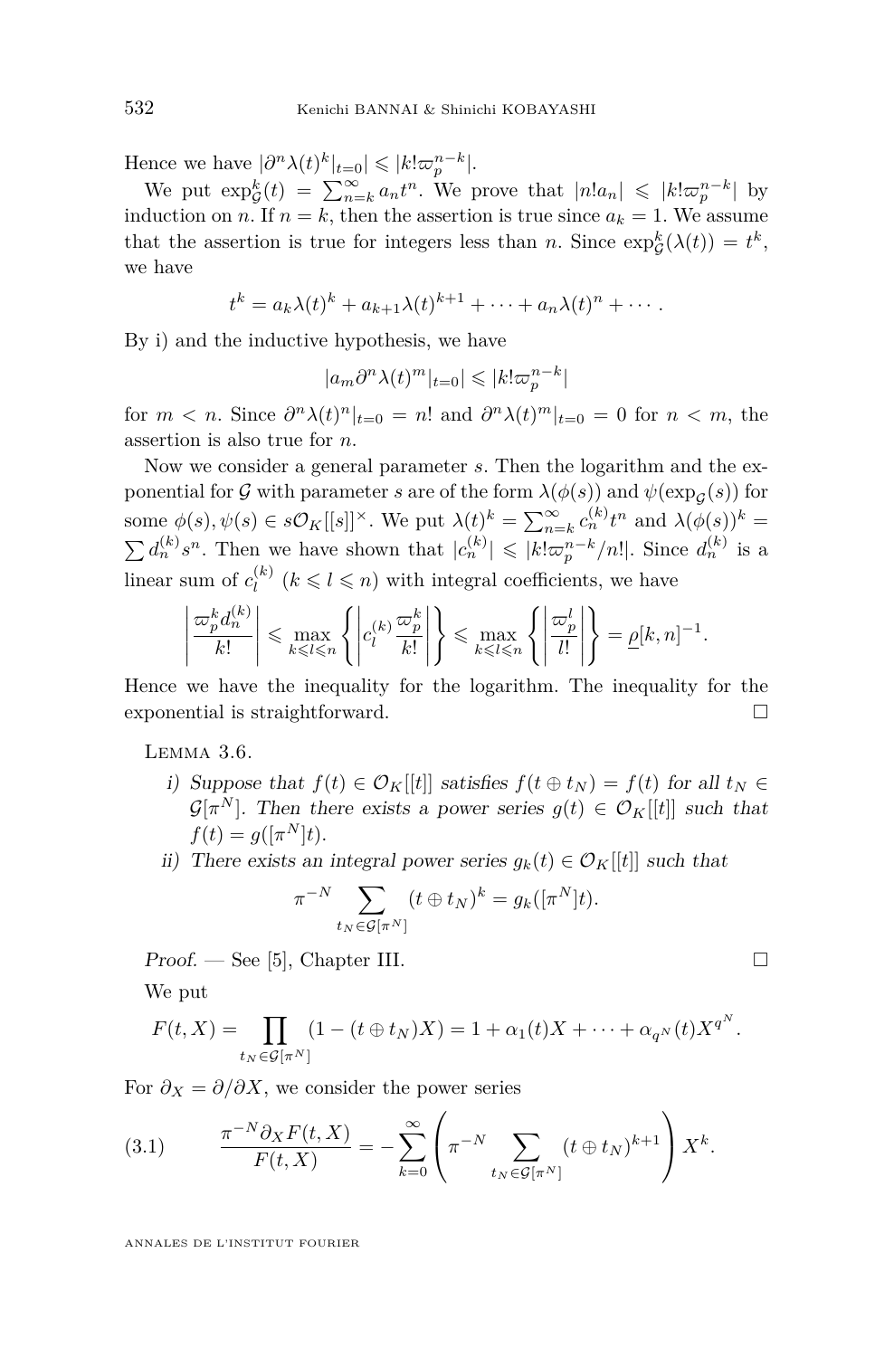Hence we have $|\partial^n \lambda(t)^k|_{t=0}| \leqslant |k! \varpi_p^{n-k}|$.

We put $\exp_{\mathcal{G}}^k(t) = \sum_{n=k}^\infty a_n t^n$. We prove that $|n! a_n| \leqslant |k! \varpi_p^{n-k}|$ by induction on $n$. If $n = k$, then the assertion is true since $a_k = 1$. We assume that the assertion is true for integers less than $n$. Since $\exp_{\mathcal{G}}^k(\lambda(t)) = t^k$, we have

$$t^k = a_k \lambda(t)^k + a_{k+1}\lambda(t)^{k+1} + \cdots + a_n \lambda(t)^n + \cdots .$$

By i) and the inductive hypothesis, we have

$$|a_m \partial^n \lambda(t)^m|_{t=0}| \leqslant |k! \varpi_p^{n-k}|$$

for $m < n$. Since $\partial^n \lambda(t)^n|_{t=0} = n!$ and $\partial^n \lambda(t)^m|_{t=0} = 0$ for $n < m$, the assertion is also true for $n$.

Now we consider a general parameter $s$. Then the logarithm and the exponential for $\mathcal{G}$ with parameter $s$ are of the form $\lambda(\phi(s))$ and $\psi(\exp_{\mathcal{G}}(s))$ for some $\phi(s), \psi(s) \in s\mathcal{O}_K[[s]]^\times$. We put $\lambda(t)^k = \sum_{n=k}^\infty c_n^{(k)} t^n$ and $\lambda(\phi(s))^k = \sum d_n^{(k)} s^n$. Then we have shown that $|c_n^{(k)}| \leqslant |k! \varpi_p^{n-k}/n!|$. Since $d_n^{(k)}$ is a linear sum of $c_l^{(k)}$ ($k \leqslant l \leqslant n$) with integral coefficients, we have

$$\left| \frac{\varpi_p^k d_n^{(k)}}{k!} \right| \leqslant \max_{k \leqslant l \leqslant n} \left\{ \left| c_l^{(k)} \frac{\varpi_p^k}{k!} \right| \right\} \leqslant \max_{k \leqslant l \leqslant n} \left\{ \left| \frac{\varpi_p^l}{l!} \right| \right\} = \underline{\rho}[k, n]^{-1}.$$

Hence we have the inequality for the logarithm. The inequality for the exponential is straightforward. □

Lemma 3.6.

i) *Suppose that $f(t) \in \mathcal{O}_K[[t]]$ satisfies $f(t \oplus t_N) = f(t)$ for all $t_N \in \mathcal{G}[\pi^N]$. Then there exists a power series $g(t) \in \mathcal{O}_K[[t]]$ such that $f(t) = g([\pi^N]t)$.*

ii) *There exists an integral power series $g_k(t) \in \mathcal{O}_K[[t]]$ such that*

$$\pi^{-N} \sum_{t_N \in \mathcal{G}[\pi^N]} (t \oplus t_N)^k = g_k([\pi^N]t).$$

*Proof.* — See [5], Chapter III. □

We put

$$F(t, X) = \prod_{t_N \in \mathcal{G}[\pi^N]} (1 - (t \oplus t_N)X) = 1 + \alpha_1(t)X + \cdots + \alpha_{q^N}(t) X^{q^N}.$$

For $\partial_X = \partial / \partial X$, we consider the power series

$$\frac{\pi^{-N} \partial_X F(t, X)}{F(t, X)} = - \sum_{k=0}^\infty \left( \pi^{-N} \sum_{t_N \in \mathcal{G}[\pi^N]} (t \oplus t_N)^{k+1} \right) X^k. \tag{3.1}$$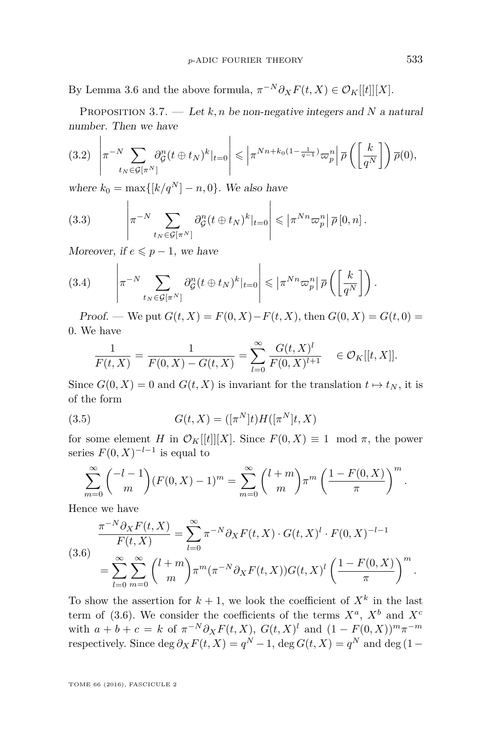By Lemma 3.6 and the above formula, $\pi^{-N}\partial_X F(t,X) \in \mathcal{O}_K[[t]][X]$.

Proposition 3.7. — *Let $k, n$ be non-negative integers and $N$ a natural number. Then we have*

$$\left|\pi^{-N}\sum_{t_N\in\mathcal{G}[\pi^N]}\partial_{\mathcal{G}}^n(t\oplus t_N)^k|_{t=0}\right| \leqslant \left|\pi^{Nn+k_0(1-\frac{1}{q-1})}\varpi_p^n\right|\overline{\rho}\left(\left[\frac{k}{q^N}\right]\right)\overline{\rho}(0), \tag{3.2}$$

*where $k_0 = \max\{[k/q^N]-n, 0\}$. We also have*

$$\left|\pi^{-N}\sum_{t_N\in\mathcal{G}[\pi^N]}\partial_{\mathcal{G}}^n(t\oplus t_N)^k|_{t=0}\right| \leqslant \left|\pi^{Nn}\varpi_p^n\right|\overline{\rho}\,[0,n]\,. \tag{3.3}$$

*Moreover, if $e \leqslant p-1$, we have*

$$\left|\pi^{-N}\sum_{t_N\in\mathcal{G}[\pi^N]}\partial_{\mathcal{G}}^n(t\oplus t_N)^k|_{t=0}\right| \leqslant \left|\pi^{Nn}\varpi_p^n\right|\overline{\rho}\left(\left[\frac{k}{q^N}\right]\right). \tag{3.4}$$

*Proof.* — We put $G(t,X) = F(0,X) - F(t,X)$, then $G(0,X) = G(t,0) = 0$. We have

$$\frac{1}{F(t,X)} = \frac{1}{F(0,X)-G(t,X)} = \sum_{l=0}^{\infty}\frac{G(t,X)^l}{F(0,X)^{l+1}} \quad \in \mathcal{O}_K[[t,X]].$$

Since $G(0,X) = 0$ and $G(t,X)$ is invariant for the translation $t \mapsto t_N$, it is of the form

$$G(t,X) = ([\pi^N]t)H([\pi^N]t, X) \tag{3.5}$$

for some element $H$ in $\mathcal{O}_K[[t]][X]$. Since $F(0,X) \equiv 1 \mod \pi$, the power series $F(0,X)^{-l-1}$ is equal to

$$\sum_{m=0}^{\infty}\binom{-l-1}{m}(F(0,X)-1)^m = \sum_{m=0}^{\infty}\binom{l+m}{m}\pi^m\left(\frac{1-F(0,X)}{\pi}\right)^m.$$

Hence we have

$$\begin{aligned}\frac{\pi^{-N}\partial_X F(t,X)}{F(t,X)} &= \sum_{l=0}^{\infty}\pi^{-N}\partial_X F(t,X)\cdot G(t,X)^l\cdot F(0,X)^{-l-1} \\ &= \sum_{l=0}^{\infty}\sum_{m=0}^{\infty}\binom{l+m}{m}\pi^m(\pi^{-N}\partial_X F(t,X))G(t,X)^l\left(\frac{1-F(0,X)}{\pi}\right)^m.\end{aligned} \tag{3.6}$$

To show the assertion for $k+1$, we look the coefficient of $X^k$ in the last term of (3.6). We consider the coefficients of the terms $X^a$, $X^b$ and $X^c$ with $a+b+c = k$ of $\pi^{-N}\partial_X F(t,X)$, $G(t,X)^l$ and $(1-F(0,X))^m\pi^{-m}$ respectively. Since $\deg\partial_X F(t,X) = q^N - 1$, $\deg G(t,X) = q^N$ and $\deg(1-$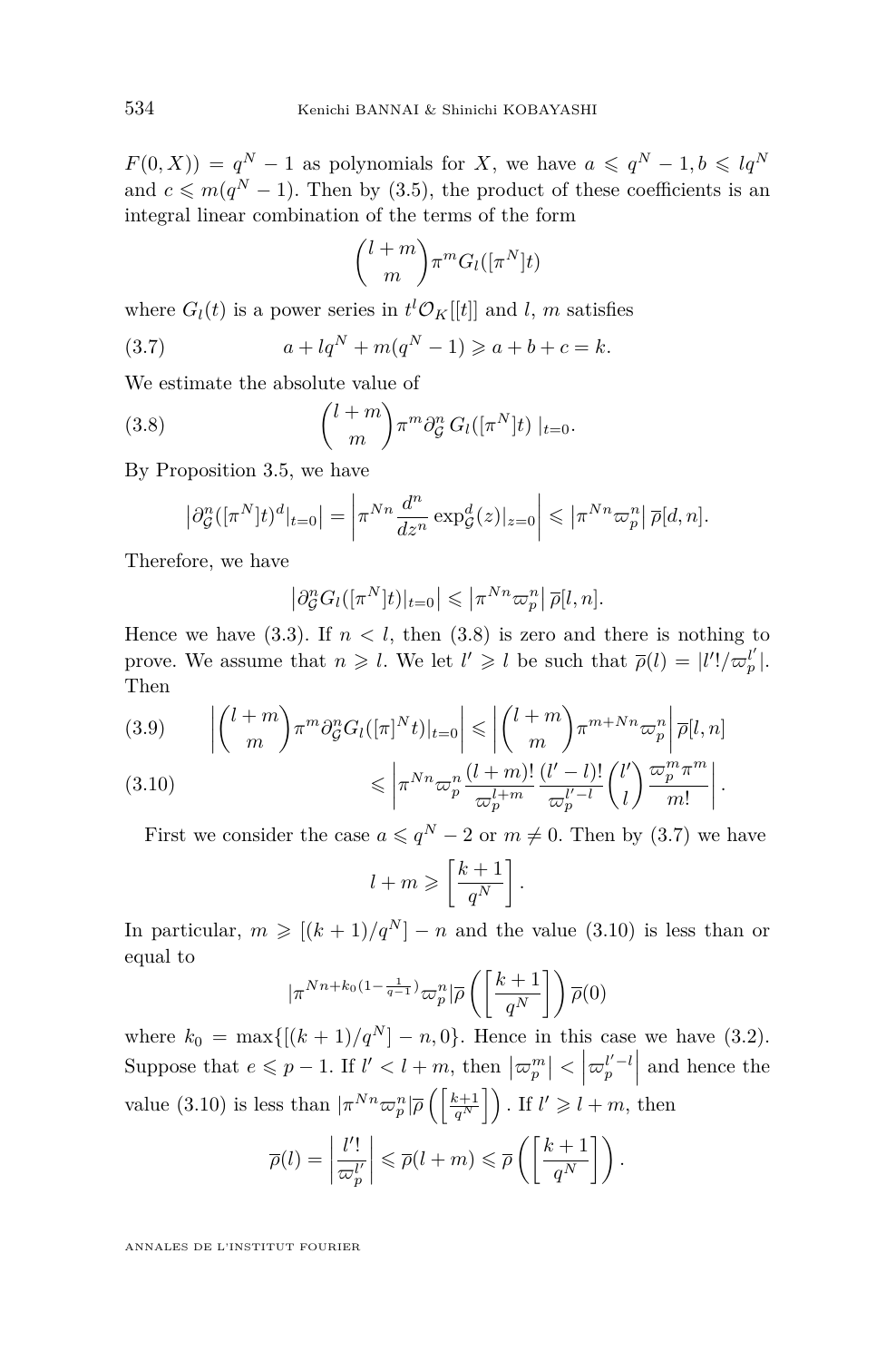$F(0,X)) = q^N - 1$ as polynomials for $X$, we have $a \leqslant q^N - 1, b \leqslant lq^N$ and $c \leqslant m(q^N - 1)$. Then by (3.5), the product of these coefficients is an integral linear combination of the terms of the form

$$\binom{l+m}{m}\pi^m G_l([\pi^N]t)$$

where $G_l(t)$ is a power series in $t^l\mathcal{O}_K[[t]]$ and $l$, $m$ satisfies

$$a + lq^N + m(q^N - 1) \geqslant a + b + c = k. \tag{3.7}$$

We estimate the absolute value of

$$\binom{l+m}{m}\pi^m \partial_{\mathcal{G}}^n\, G_l([\pi^N]t)\mid_{t=0}. \tag{3.8}$$

By Proposition 3.5, we have

$$\left|\partial_{\mathcal{G}}^n([\pi^N]t)^d|_{t=0}\right| = \left|\pi^{Nn}\frac{d^n}{dz^n}\exp_{\mathcal{G}}^d(z)|_{z=0}\right| \leqslant \left|\pi^{Nn}\varpi_p^n\right|\overline{\rho}[d,n].$$

Therefore, we have

$$\left|\partial_{\mathcal{G}}^n G_l([\pi^N]t)|_{t=0}\right| \leqslant \left|\pi^{Nn}\varpi_p^n\right|\overline{\rho}[l,n].$$

Hence we have (3.3). If $n < l$, then (3.8) is zero and there is nothing to prove. We assume that $n \geqslant l$. We let $l' \geqslant l$ be such that $\overline{\rho}(l) = |l'!/\varpi_p^{l'}|$. Then

$$\left|\binom{l+m}{m}\pi^m\partial_{\mathcal{G}}^n G_l([\pi]^N t)|_{t=0}\right| \leqslant \left|\binom{l+m}{m}\pi^{m+Nn}\varpi_p^n\right|\overline{\rho}[l,n] \tag{3.9}$$

$$\leqslant \left|\pi^{Nn}\varpi_p^n\frac{(l+m)!}{\varpi_p^{l+m}}\frac{(l'-l)!}{\varpi_p^{l'-l}}\binom{l'}{l}\frac{\varpi_p^m\pi^m}{m!}\right|. \tag{3.10}$$

First we consider the case $a \leqslant q^N - 2$ or $m \neq 0$. Then by (3.7) we have

$$l + m \geqslant \left[\frac{k+1}{q^N}\right].$$

In particular, $m \geqslant [(k+1)/q^N] - n$ and the value (3.10) is less than or equal to

$$|\pi^{Nn + k_0(1-\frac{1}{q-1})}\varpi_p^n|\overline{\rho}\left(\left[\frac{k+1}{q^N}\right]\right)\overline{\rho}(0)$$

where $k_0 = \max\{[(k+1)/q^N] - n, 0\}$. Hence in this case we have (3.2). Suppose that $e \leqslant p - 1$. If $l' < l + m$, then $\left|\varpi_p^m\right| < \left|\varpi_p^{l'-l}\right|$ and hence the value (3.10) is less than $|\pi^{Nn}\varpi_p^n|\overline{\rho}\left(\left[\frac{k+1}{q^N}\right]\right)$. If $l' \geqslant l + m$, then

$$\overline{\rho}(l) = \left|\frac{l'!}{\varpi_p^{l'}}\right| \leqslant \overline{\rho}(l+m) \leqslant \overline{\rho}\left(\left[\frac{k+1}{q^N}\right]\right).$$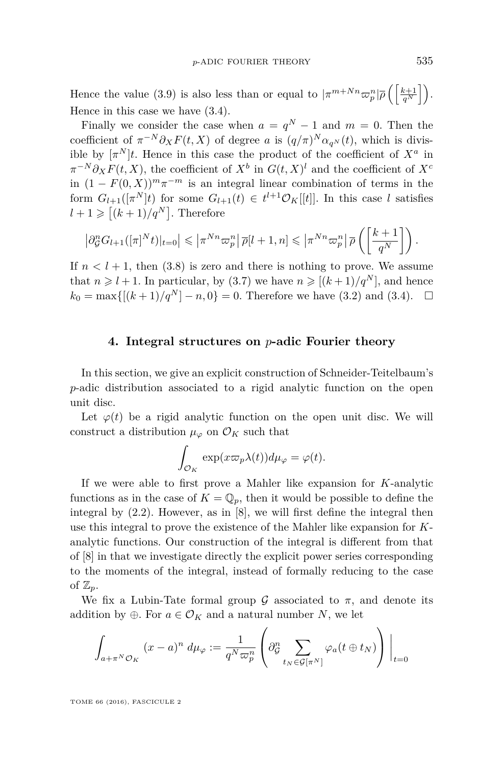Hence the value (3.9) is also less than or equal to $|\pi^{m+Nn}\varpi_p^n|\overline{\rho}\left(\left[\frac{k+1}{q^N}\right]\right)$. Hence in this case we have (3.4).

Finally we consider the case when $a = q^N - 1$ and $m = 0$. Then the coefficient of $\pi^{-N}\partial_X F(t, X)$ of degree $a$ is $(q/\pi)^N \alpha_{q^N}(t)$, which is divisible by $[\pi^N]t$. Hence in this case the product of the coefficient of $X^a$ in $\pi^{-N}\partial_X F(t, X)$, the coefficient of $X^b$ in $G(t, X)^l$ and the coefficient of $X^c$ in $(1 - F(0, X))^m \pi^{-m}$ is an integral linear combination of terms in the form $G_{l+1}([\pi^N]t)$ for some $G_{l+1}(t) \in t^{l+1}\mathcal{O}_K[[t]]$. In this case $l$ satisfies $l + 1 \geqslant \left[(k + 1)/q^N\right]$. Therefore

$$\left|\partial_{\mathcal{G}}^n G_{l+1}([\pi]^N t)|_{t=0}\right| \leqslant \left|\pi^{Nn}\varpi_p^n\right| \overline{\rho}[l + 1, n] \leqslant \left|\pi^{Nn}\varpi_p^n\right| \overline{\rho}\left(\left[\frac{k + 1}{q^N}\right]\right).$$

If $n < l + 1$, then (3.8) is zero and there is nothing to prove. We assume that $n \geqslant l + 1$. In particular, by (3.7) we have $n \geqslant [(k + 1)/q^N]$, and hence $k_0 = \max\{[(k + 1)/q^N] - n, 0\} = 0$. Therefore we have (3.2) and (3.4). $\square$

## 4. Integral structures on $p$-adic Fourier theory

In this section, we give an explicit construction of Schneider-Teitelbaum's $p$-adic distribution associated to a rigid analytic function on the open unit disc.

Let $\varphi(t)$ be a rigid analytic function on the open unit disc. We will construct a distribution $\mu_\varphi$ on $\mathcal{O}_K$ such that

$$\int_{\mathcal{O}_K} \exp(x\varpi_p\lambda(t)) d\mu_\varphi = \varphi(t).$$

If we were able to first prove a Mahler like expansion for $K$-analytic functions as in the case of $K = \mathbb{Q}_p$, then it would be possible to define the integral by (2.2). However, as in [8], we will first define the integral then use this integral to prove the existence of the Mahler like expansion for $K$-analytic functions. Our construction of the integral is different from that of [8] in that we investigate directly the explicit power series corresponding to the moments of the integral, instead of formally reducing to the case of $\mathbb{Z}_p$.

We fix a Lubin-Tate formal group $\mathcal{G}$ associated to $\pi$, and denote its addition by $\oplus$. For $a \in \mathcal{O}_K$ and a natural number $N$, we let

$$\int_{a+\pi^N\mathcal{O}_K} (x - a)^n \, d\mu_\varphi := \frac{1}{q^N \varpi_p^n}\left(\partial_{\mathcal{G}}^n \sum_{t_N \in \mathcal{G}[\pi^N]} \varphi_a(t \oplus t_N)\right)\Big|_{t=0}$$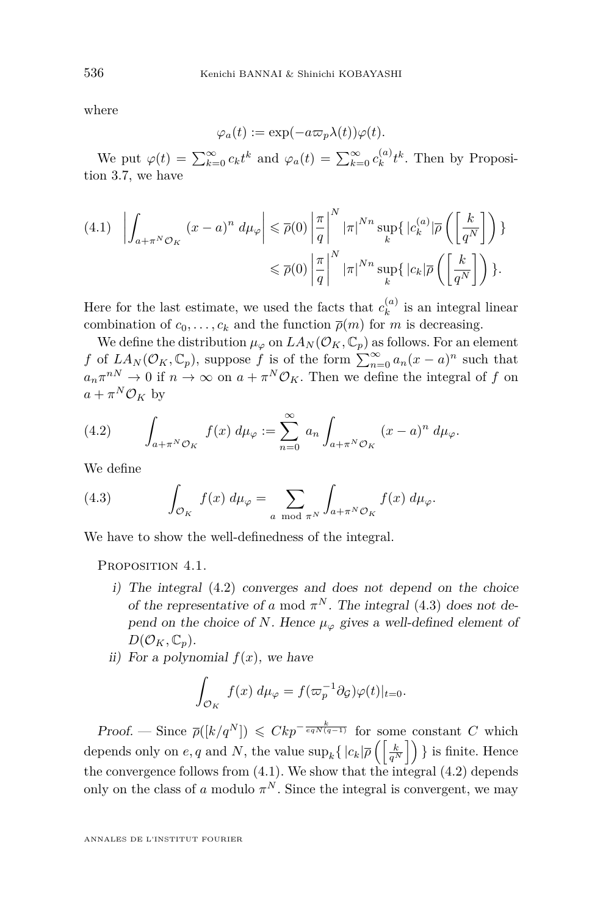where

$$\varphi_a(t) := \exp(-a\varpi_p\lambda(t))\varphi(t).$$

We put $\varphi(t) = \sum_{k=0}^{\infty} c_k t^k$ and $\varphi_a(t) = \sum_{k=0}^{\infty} c_k^{(a)} t^k$. Then by Proposition 3.7, we have

$$\left|\int_{a+\pi^N\mathcal{O}_K} (x-a)^n \, d\mu_\varphi\right| \leqslant \overline{\rho}(0)\left|\frac{\pi}{q}\right|^N |\pi|^{Nn} \sup_k \{\, |c_k^{(a)}|\overline{\rho}\left(\left[\frac{k}{q^N}\right]\right)\} \tag{4.1}$$
$$\leqslant \overline{\rho}(0)\left|\frac{\pi}{q}\right|^N |\pi|^{Nn} \sup_k \{\, |c_k|\overline{\rho}\left(\left[\frac{k}{q^N}\right]\right)\}.$$

Here for the last estimate, we used the facts that $c_k^{(a)}$ is an integral linear combination of $c_0, \dots, c_k$ and the function $\overline{\rho}(m)$ for $m$ is decreasing.

We define the distribution $\mu_\varphi$ on $LA_N(\mathcal{O}_K, \mathbb{C}_p)$ as follows. For an element $f$ of $LA_N(\mathcal{O}_K, \mathbb{C}_p)$, suppose $f$ is of the form $\sum_{n=0}^{\infty} a_n (x-a)^n$ such that $a_n \pi^{nN} \to 0$ if $n \to \infty$ on $a + \pi^N\mathcal{O}_K$. Then we define the integral of $f$ on $a + \pi^N\mathcal{O}_K$ by

$$\int_{a+\pi^N\mathcal{O}_K} f(x) \, d\mu_\varphi := \sum_{n=0}^{\infty} a_n \int_{a+\pi^N\mathcal{O}_K} (x-a)^n \, d\mu_\varphi. \tag{4.2}$$

We define

$$\int_{\mathcal{O}_K} f(x) \, d\mu_\varphi = \sum_{a \mod \pi^N} \int_{a+\pi^N\mathcal{O}_K} f(x) \, d\mu_\varphi. \tag{4.3}$$

We have to show the well-definedness of the integral.

Proposition 4.1.

*i) The integral* (4.2) *converges and does not depend on the choice of the representative of $a$ mod $\pi^N$. The integral* (4.3) *does not depend on the choice of $N$. Hence $\mu_\varphi$ gives a well-defined element of $D(\mathcal{O}_K, \mathbb{C}_p)$.*

*ii) For a polynomial $f(x)$, we have*

$$\int_{\mathcal{O}_K} f(x) \, d\mu_\varphi = f(\varpi_p^{-1}\partial_{\mathcal{G}})\varphi(t)|_{t=0}.$$

*Proof.* — Since $\overline{\rho}([k/q^N]) \leqslant Ckp^{-\frac{k}{eq^N(q-1)}}$ for some constant $C$ which depends only on $e, q$ and $N$, the value $\sup_k\{\, |c_k|\overline{\rho}\left(\left[\frac{k}{q^N}\right]\right)\}$ is finite. Hence the convergence follows from (4.1). We show that the integral (4.2) depends only on the class of $a$ modulo $\pi^N$. Since the integral is convergent, we may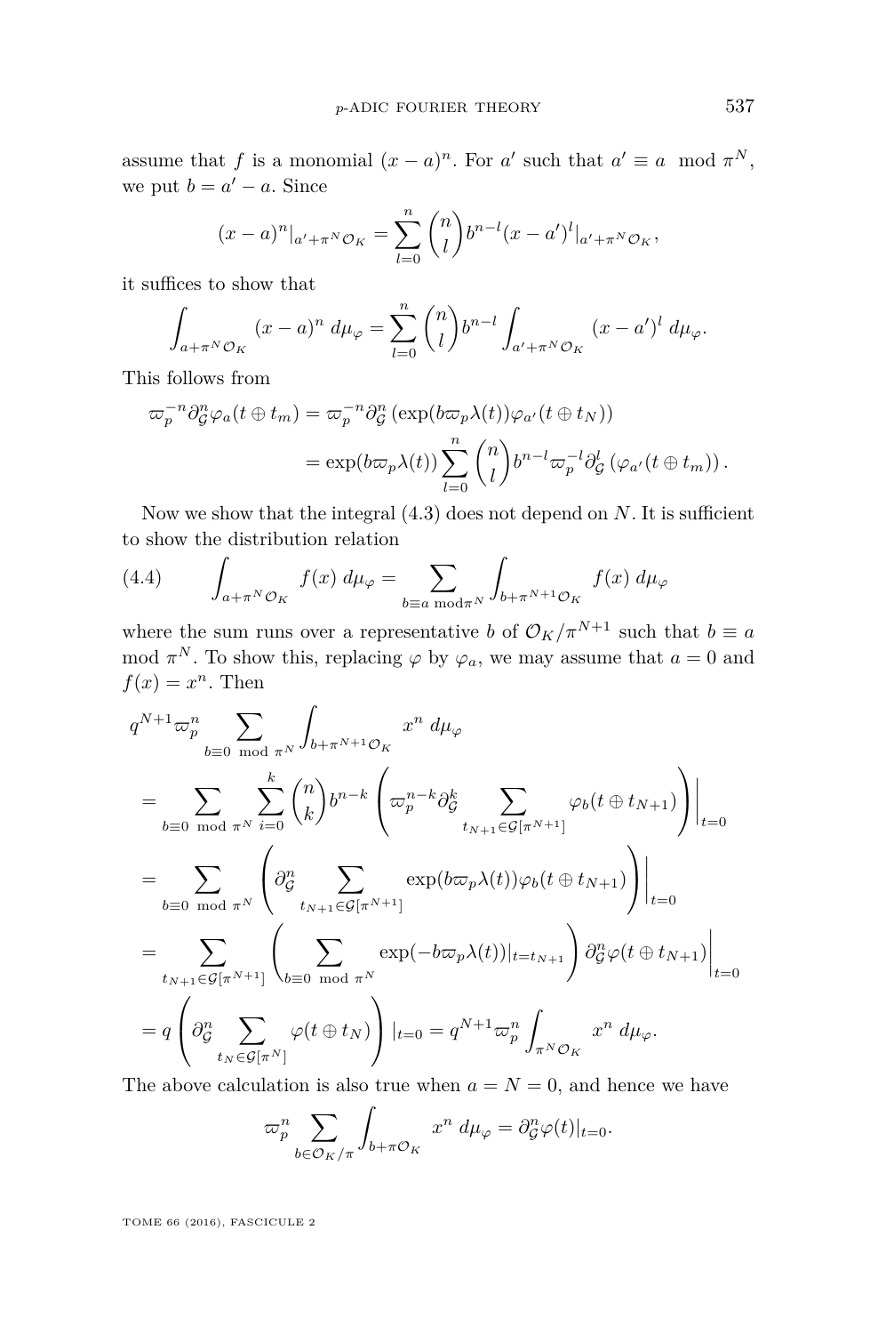assume that $f$ is a monomial $(x-a)^n$. For $a'$ such that $a' \equiv a \mod \pi^N$, we put $b = a' - a$. Since

$$(x-a)^n|_{a'+\pi^N\mathcal{O}_K} = \sum_{l=0}^{n} \binom{n}{l} b^{n-l}(x-a')^l|_{a'+\pi^N\mathcal{O}_K},$$

it suffices to show that

$$\int_{a+\pi^N\mathcal{O}_K} (x-a)^n \, d\mu_\varphi = \sum_{l=0}^{n} \binom{n}{l} b^{n-l} \int_{a'+\pi^N\mathcal{O}_K} (x-a')^l \, d\mu_\varphi.$$

This follows from

$$\begin{aligned}
\varpi_p^{-n}\partial_{\mathcal{G}}^n \varphi_a(t \oplus t_m) &= \varpi_p^{-n}\partial_{\mathcal{G}}^n \left(\exp(b\varpi_p\lambda(t))\varphi_{a'}(t \oplus t_N)\right) \\
&= \exp(b\varpi_p\lambda(t)) \sum_{l=0}^{n} \binom{n}{l} b^{n-l}\varpi_p^{-l}\partial_{\mathcal{G}}^l \left(\varphi_{a'}(t \oplus t_m)\right).
\end{aligned}$$

Now we show that the integral (4.3) does not depend on $N$. It is sufficient to show the distribution relation

$$\int_{a+\pi^N\mathcal{O}_K} f(x) \, d\mu_\varphi = \sum_{b \equiv a \bmod \pi^N} \int_{b+\pi^{N+1}\mathcal{O}_K} f(x) \, d\mu_\varphi \tag{4.4}$$

where the sum runs over a representative $b$ of $\mathcal{O}_K/\pi^{N+1}$ such that $b \equiv a \mod \pi^N$. To show this, replacing $\varphi$ by $\varphi_a$, we may assume that $a = 0$ and $f(x) = x^n$. Then

$$\begin{aligned}
&q^{N+1}\varpi_p^n \sum_{b \equiv 0 \mod \pi^N} \int_{b+\pi^{N+1}\mathcal{O}_K} x^n \, d\mu_\varphi \\
&= \sum_{b \equiv 0 \mod \pi^N} \sum_{i=0}^{k} \binom{n}{k} b^{n-k} \left(\varpi_p^{n-k}\partial_{\mathcal{G}}^k \sum_{t_{N+1} \in \mathcal{G}[\pi^{N+1}]} \varphi_b(t \oplus t_{N+1})\right)\Bigg|_{t=0} \\
&= \sum_{b \equiv 0 \mod \pi^N} \left(\partial_{\mathcal{G}}^n \sum_{t_{N+1} \in \mathcal{G}[\pi^{N+1}]} \exp(b\varpi_p\lambda(t))\varphi_b(t \oplus t_{N+1})\right)\Bigg|_{t=0} \\
&= \sum_{t_{N+1} \in \mathcal{G}[\pi^{N+1}]} \left(\sum_{b \equiv 0 \mod \pi^N} \exp(-b\varpi_p\lambda(t))|_{t=t_{N+1}}\right) \partial_{\mathcal{G}}^n \varphi(t \oplus t_{N+1})\Bigg|_{t=0} \\
&= q\left(\partial_{\mathcal{G}}^n \sum_{t_N \in \mathcal{G}[\pi^N]} \varphi(t \oplus t_N)\right)|_{t=0} = q^{N+1}\varpi_p^n \int_{\pi^N\mathcal{O}_K} x^n \, d\mu_\varphi.
\end{aligned}$$

The above calculation is also true when $a = N = 0$, and hence we have

$$\varpi_p^n \sum_{b \in \mathcal{O}_K/\pi} \int_{b+\pi\mathcal{O}_K} x^n \, d\mu_\varphi = \partial_{\mathcal{G}}^n \varphi(t)|_{t=0}.$$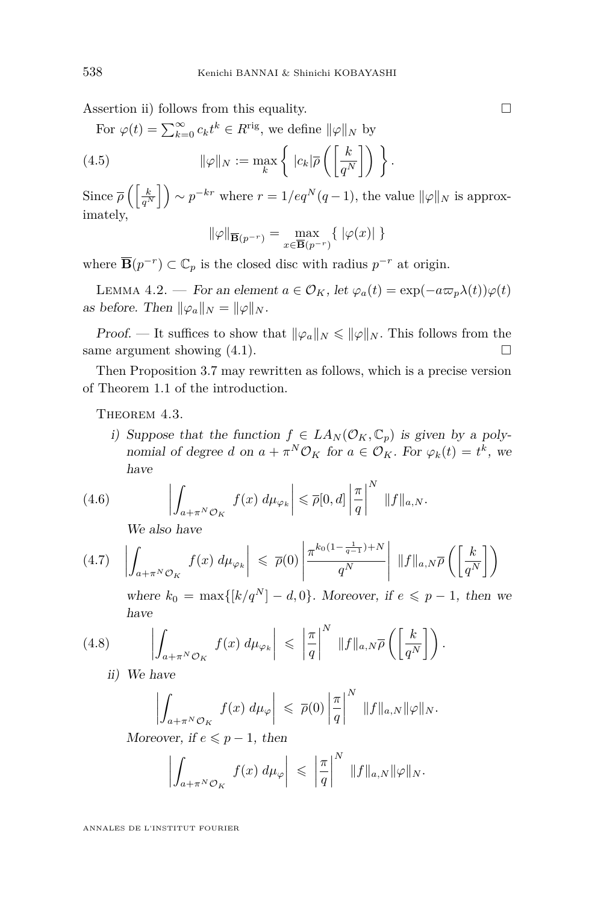Assertion ii) follows from this equality. □

For $\varphi(t) = \sum_{k=0}^{\infty} c_k t^k \in R^{\mathrm{rig}}$, we define $\|\varphi\|_N$ by

$$\|\varphi\|_N := \max_k \left\{ |c_k| \overline{\rho}\left( \left[ \frac{k}{q^N} \right] \right) \right\}. \tag{4.5}$$

Since $\overline{\rho}\left(\left[\frac{k}{q^N}\right]\right) \sim p^{-kr}$ where $r = 1/eq^N(q-1)$, the value $\|\varphi\|_N$ is approximately,

$$\|\varphi\|_{\overline{\mathbf{B}}(p^{-r})} = \max_{x \in \overline{\mathbf{B}}(p^{-r})} \{ |\varphi(x)| \}$$

where $\overline{\mathbf{B}}(p^{-r}) \subset \mathbb{C}_p$ is the closed disc with radius $p^{-r}$ at origin.

Lemma 4.2. — *For an element $a \in \mathcal{O}_K$, let $\varphi_a(t) = \exp(-a\varpi_p \lambda(t))\varphi(t)$ as before. Then $\|\varphi_a\|_N = \|\varphi\|_N$.*

*Proof.* — It suffices to show that $\|\varphi_a\|_N \leqslant \|\varphi\|_N$. This follows from the same argument showing (4.1). □

Then Proposition 3.7 may rewritten as follows, which is a precise version of Theorem 1.1 of the introduction.

Theorem 4.3.

i) *Suppose that the function $f \in LA_N(\mathcal{O}_K, \mathbb{C}_p)$ is given by a polynomial of degree $d$ on $a + \pi^N \mathcal{O}_K$ for $a \in \mathcal{O}_K$. For $\varphi_k(t) = t^k$, we have*

$$\left| \int_{a+\pi^N \mathcal{O}_K} f(x)\, d\mu_{\varphi_k} \right| \leqslant \overline{\rho}[0,d] \left| \frac{\pi}{q} \right|^N \|f\|_{a,N}. \tag{4.6}$$

*We also have*

$$\left| \int_{a+\pi^N \mathcal{O}_K} f(x)\, d\mu_{\varphi_k} \right| \leqslant \overline{\rho}(0) \left| \frac{\pi^{k_0(1-\frac{1}{q-1})+N}}{q^N} \right| \|f\|_{a,N} \overline{\rho}\left( \left[ \frac{k}{q^N} \right] \right) \tag{4.7}$$

*where $k_0 = \max\{[k/q^N] - d, 0\}$. Moreover, if $e \leqslant p-1$, then we have*

$$\left| \int_{a+\pi^N \mathcal{O}_K} f(x)\, d\mu_{\varphi_k} \right| \leqslant \left| \frac{\pi}{q} \right|^N \|f\|_{a,N} \overline{\rho}\left( \left[ \frac{k}{q^N} \right] \right). \tag{4.8}$$

ii) *We have*

$$\left| \int_{a+\pi^N \mathcal{O}_K} f(x)\, d\mu_{\varphi} \right| \leqslant \overline{\rho}(0) \left| \frac{\pi}{q} \right|^N \|f\|_{a,N} \|\varphi\|_N.$$

*Moreover, if $e \leqslant p-1$, then*

$$\left| \int_{a+\pi^N \mathcal{O}_K} f(x)\, d\mu_{\varphi} \right| \leqslant \left| \frac{\pi}{q} \right|^N \|f\|_{a,N} \|\varphi\|_N.$$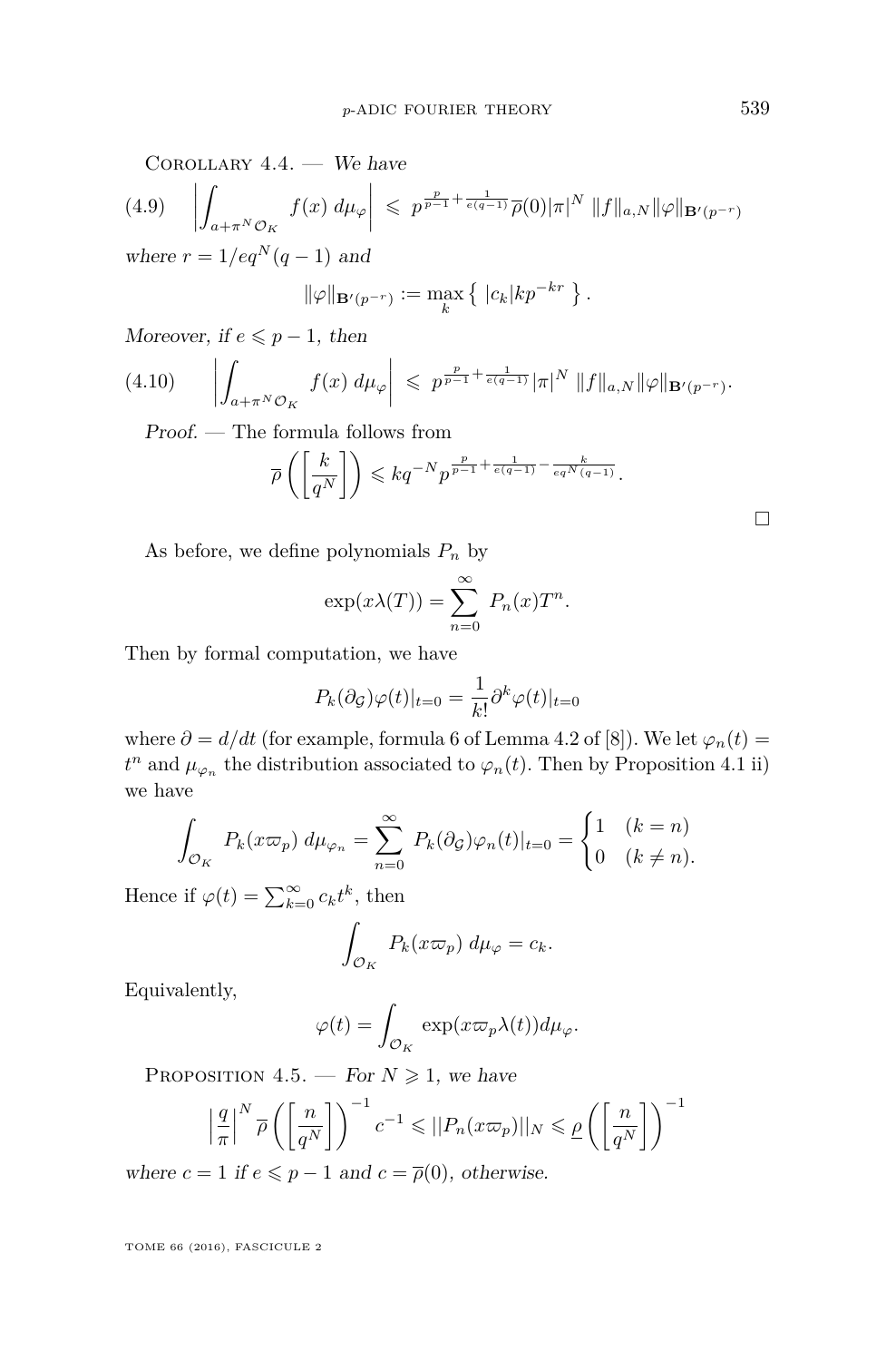Corollary 4.4. — *We have*

$$\left| \int_{a+\pi^N \mathcal{O}_K} f(x)\, d\mu_\varphi \right| \leqslant p^{\frac{p}{p-1}+\frac{1}{e(q-1)}} \overline{\rho}(0) |\pi|^N \, \|f\|_{a,N} \|\varphi\|_{\mathbf{B}'(p^{-r})} \tag{4.9}$$

*where* $r = 1/eq^N(q-1)$ *and*

$$\|\varphi\|_{\mathbf{B}'(p^{-r})} := \max_k \left\{ \, |c_k| k p^{-kr} \, \right\}.$$

*Moreover, if* $e \leqslant p-1$*, then*

$$\left| \int_{a+\pi^N \mathcal{O}_K} f(x)\, d\mu_\varphi \right| \leqslant p^{\frac{p}{p-1}+\frac{1}{e(q-1)}} |\pi|^N \, \|f\|_{a,N} \|\varphi\|_{\mathbf{B}'(p^{-r})}. \tag{4.10}$$

*Proof.* — The formula follows from

$$\overline{\rho}\left( \left[ \frac{k}{q^N} \right] \right) \leqslant k q^{-N} p^{\frac{p}{p-1}+\frac{1}{e(q-1)}-\frac{k}{eq^N(q-1)}}.$$

□

As before, we define polynomials $P_n$ by

$$\exp(x\lambda(T)) = \sum_{n=0}^{\infty} P_n(x) T^n.$$

Then by formal computation, we have

$$P_k(\partial_{\mathcal{G}}) \varphi(t)|_{t=0} = \frac{1}{k!} \partial^k \varphi(t)|_{t=0}$$

where $\partial = d/dt$ (for example, formula 6 of Lemma 4.2 of [8]). We let $\varphi_n(t) = t^n$ and $\mu_{\varphi_n}$ the distribution associated to $\varphi_n(t)$. Then by Proposition 4.1 ii) we have

$$\int_{\mathcal{O}_K} P_k(x\varpi_p)\, d\mu_{\varphi_n} = \sum_{n=0}^{\infty} P_k(\partial_{\mathcal{G}}) \varphi_n(t)|_{t=0} = \begin{cases} 1 & (k=n) \\ 0 & (k \neq n). \end{cases}$$

Hence if $\varphi(t) = \sum_{k=0}^{\infty} c_k t^k$, then

$$\int_{\mathcal{O}_K} P_k(x\varpi_p)\, d\mu_\varphi = c_k.$$

Equivalently,

$$\varphi(t) = \int_{\mathcal{O}_K} \exp(x\varpi_p \lambda(t)) d\mu_\varphi.$$

Proposition 4.5. — *For* $N \geqslant 1$*, we have*

$$\left| \frac{q}{\pi} \right|^N \overline{\rho}\left( \left[ \frac{n}{q^N} \right] \right)^{-1} c^{-1} \leqslant ||P_n(x\varpi_p)||_N \leqslant \underline{\rho}\left( \left[ \frac{n}{q^N} \right] \right)^{-1}$$

*where* $c = 1$ *if* $e \leqslant p-1$ *and* $c = \overline{\rho}(0)$*, otherwise.*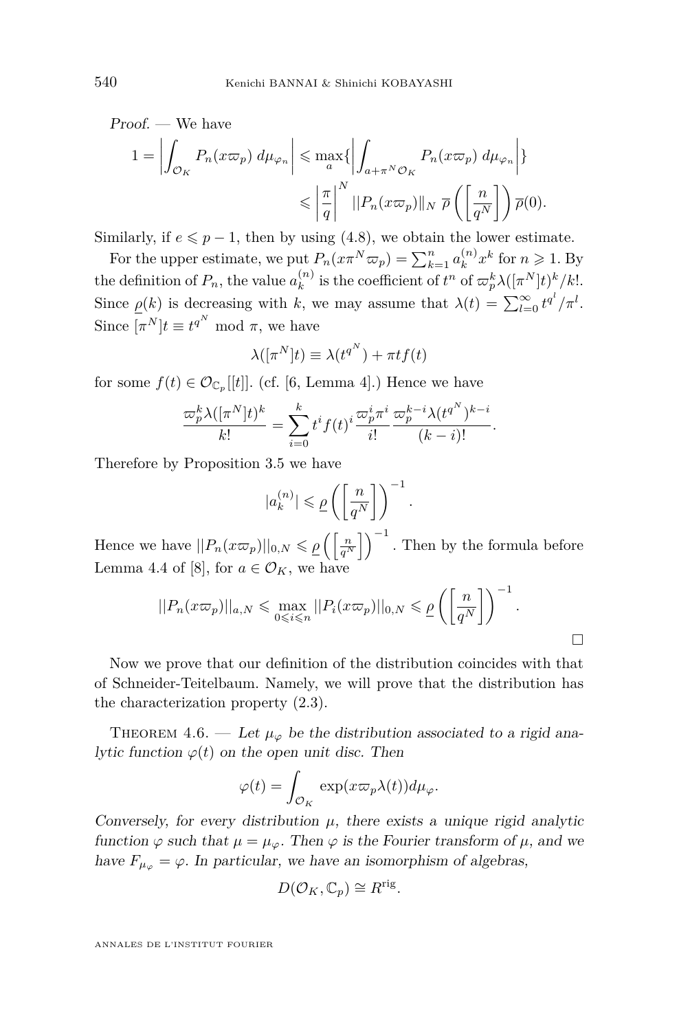*Proof.* — We have

$$1 = \left|\int_{\mathcal{O}_K} P_n(x\varpi_p)\, d\mu_{\varphi_n}\right| \leqslant \max_a\left\{\left|\int_{a+\pi^N\mathcal{O}_K} P_n(x\varpi_p)\, d\mu_{\varphi_n}\right|\right\}$$
$$\leqslant \left|\frac{\pi}{q}\right|^N ||P_n(x\varpi_p)||_N\ \overline{\rho}\left(\left[\frac{n}{q^N}\right]\right)\overline{\rho}(0).$$

Similarly, if $e \leqslant p-1$, then by using (4.8), we obtain the lower estimate.

For the upper estimate, we put $P_n(x\pi^N\varpi_p) = \sum_{k=1}^n a_k^{(n)} x^k$ for $n \geqslant 1$. By the definition of $P_n$, the value $a_k^{(n)}$ is the coefficient of $t^n$ of $\varpi_p^k\lambda([\pi^N]t)^k/k!$. Since $\underline{\rho}(k)$ is decreasing with $k$, we may assume that $\lambda(t) = \sum_{l=0}^\infty t^{q^l}/\pi^l$. Since $[\pi^N]t \equiv t^{q^N} \bmod \pi$, we have

$$\lambda([\pi^N]t) \equiv \lambda(t^{q^N}) + \pi t f(t)$$

for some $f(t) \in \mathcal{O}_{\mathbb{C}_p}[[t]]$. (cf. [6, Lemma 4].) Hence we have

$$\frac{\varpi_p^k\lambda([\pi^N]t)^k}{k!} = \sum_{i=0}^k t^i f(t)^i \frac{\varpi_p^i\pi^i}{i!}\frac{\varpi_p^{k-i}\lambda(t^{q^N})^{k-i}}{(k-i)!}.$$

Therefore by Proposition 3.5 we have

$$|a_k^{(n)}| \leqslant \underline{\rho}\left(\left[\frac{n}{q^N}\right]\right)^{-1}.$$

Hence we have $||P_n(x\varpi_p)||_{0,N} \leqslant \underline{\rho}\left(\left[\frac{n}{q^N}\right]\right)^{-1}$. Then by the formula before Lemma 4.4 of [8], for $a \in \mathcal{O}_K$, we have

$$||P_n(x\varpi_p)||_{a,N} \leqslant \max_{0\leqslant i\leqslant n} ||P_i(x\varpi_p)||_{0,N} \leqslant \underline{\rho}\left(\left[\frac{n}{q^N}\right]\right)^{-1}.$$

□

Now we prove that our definition of the distribution coincides with that of Schneider-Teitelbaum. Namely, we will prove that the distribution has the characterization property (2.3).

Theorem 4.6. — *Let $\mu_\varphi$ be the distribution associated to a rigid analytic function $\varphi(t)$ on the open unit disc. Then*

$$\varphi(t) = \int_{\mathcal{O}_K} \exp(x\varpi_p\lambda(t))d\mu_\varphi.$$

*Conversely, for every distribution $\mu$, there exists a unique rigid analytic function $\varphi$ such that $\mu = \mu_\varphi$. Then $\varphi$ is the Fourier transform of $\mu$, and we have $F_{\mu_\varphi} = \varphi$. In particular, we have an isomorphism of algebras,*

$$D(\mathcal{O}_K, \mathbb{C}_p) \cong R^{\mathrm{rig}}.$$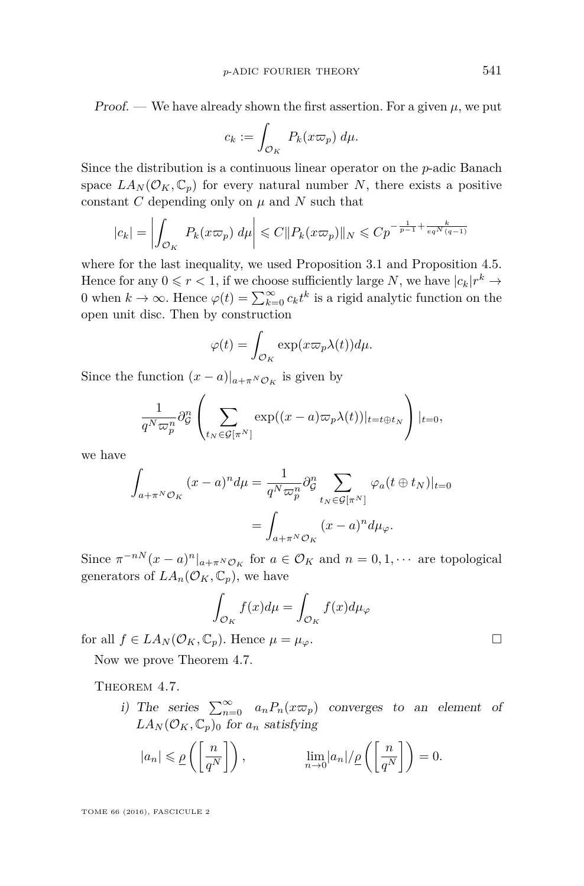*Proof.* — We have already shown the first assertion. For a given $\mu$, we put

$$c_k := \int_{\mathcal{O}_K} P_k(x\varpi_p)\, d\mu.$$

Since the distribution is a continuous linear operator on the $p$-adic Banach space $LA_N(\mathcal{O}_K, \mathbb{C}_p)$ for every natural number $N$, there exists a positive constant $C$ depending only on $\mu$ and $N$ such that

$$|c_k| = \left| \int_{\mathcal{O}_K} P_k(x\varpi_p)\, d\mu \right| \leqslant C \|P_k(x\varpi_p)\|_N \leqslant C p^{-\frac{1}{p-1} + \frac{k}{eq^N(q-1)}}$$

where for the last inequality, we used Proposition 3.1 and Proposition 4.5. Hence for any $0 \leqslant r < 1$, if we choose sufficiently large $N$, we have $|c_k| r^k \to 0$ when $k \to \infty$. Hence $\varphi(t) = \sum_{k=0}^{\infty} c_k t^k$ is a rigid analytic function on the open unit disc. Then by construction

$$\varphi(t) = \int_{\mathcal{O}_K} \exp(x\varpi_p \lambda(t)) d\mu.$$

Since the function $(x-a)|_{a+\pi^N \mathcal{O}_K}$ is given by

$$\frac{1}{q^N \varpi_p^n} \partial_{\mathcal{G}}^n \left( \sum_{t_N \in \mathcal{G}[\pi^N]} \exp((x-a)\varpi_p \lambda(t))|_{t=t \oplus t_N} \right)|_{t=0},$$

we have

$$\begin{aligned}
\int_{a+\pi^N \mathcal{O}_K} (x-a)^n d\mu &= \frac{1}{q^N \varpi_p^n} \partial_{\mathcal{G}}^n \sum_{t_N \in \mathcal{G}[\pi^N]} \varphi_a(t \oplus t_N)|_{t=0} \\
&= \int_{a+\pi^N \mathcal{O}_K} (x-a)^n d\mu_\varphi.
\end{aligned}$$

Since $\pi^{-nN}(x-a)^n|_{a+\pi^N \mathcal{O}_K}$ for $a \in \mathcal{O}_K$ and $n = 0, 1, \cdots$ are topological generators of $LA_n(\mathcal{O}_K, \mathbb{C}_p)$, we have

$$\int_{\mathcal{O}_K} f(x) d\mu = \int_{\mathcal{O}_K} f(x) d\mu_\varphi$$

for all $f \in LA_N(\mathcal{O}_K, \mathbb{C}_p)$. Hence $\mu = \mu_\varphi$. □

Now we prove Theorem 4.7.

Theorem 4.7.

*i) The series $\sum_{n=0}^{\infty} a_n P_n(x\varpi_p)$ converges to an element of $LA_N(\mathcal{O}_K, \mathbb{C}_p)_0$ for $a_n$ satisfying*

$$|a_n| \leqslant \underline{\rho}\left( \left[ \frac{n}{q^N} \right] \right), \qquad \lim_{n \to 0} |a_n| / \underline{\rho}\left( \left[ \frac{n}{q^N} \right] \right) = 0.$$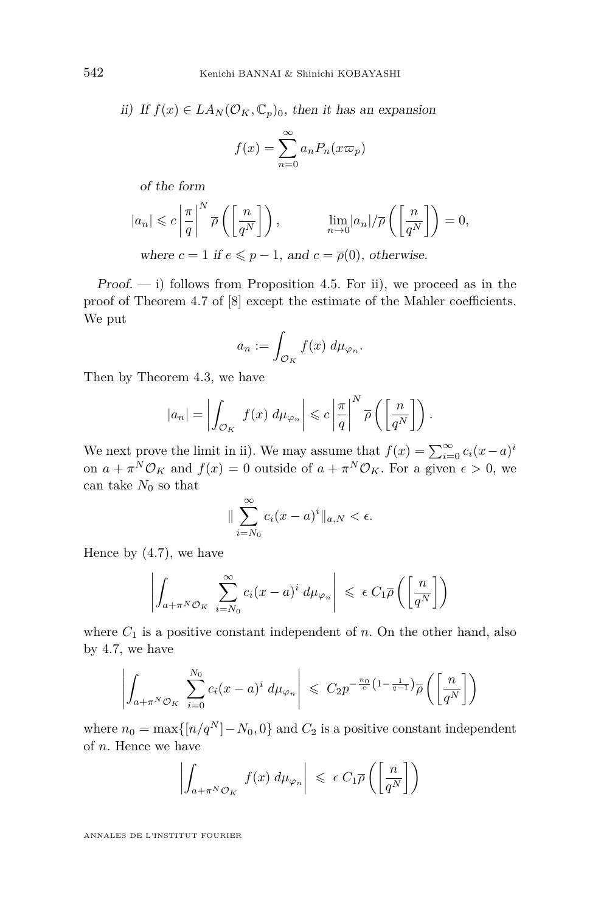*ii) If $f(x) \in LA_N(\mathcal{O}_K, \mathbb{C}_p)_0$, then it has an expansion*

$$f(x) = \sum_{n=0}^{\infty} a_n P_n(x\varpi_p)$$

*of the form*

$$|a_n| \leqslant c \left|\frac{\pi}{q}\right|^N \overline{\rho}\left(\left[\frac{n}{q^N}\right]\right), \qquad \lim_{n\to 0} |a_n|/\overline{\rho}\left(\left[\frac{n}{q^N}\right]\right) = 0,$$

*where $c = 1$ if $e \leqslant p-1$, and $c = \overline{\rho}(0)$, otherwise.*

*Proof.* — i) follows from Proposition 4.5. For ii), we proceed as in the proof of Theorem 4.7 of [8] except the estimate of the Mahler coefficients. We put

$$a_n := \int_{\mathcal{O}_K} f(x)\, d\mu_{\varphi_n}.$$

Then by Theorem 4.3, we have

$$|a_n| = \left|\int_{\mathcal{O}_K} f(x)\, d\mu_{\varphi_n}\right| \leqslant c \left|\frac{\pi}{q}\right|^N \overline{\rho}\left(\left[\frac{n}{q^N}\right]\right).$$

We next prove the limit in ii). We may assume that $f(x) = \sum_{i=0}^{\infty} c_i (x-a)^i$ on $a + \pi^N \mathcal{O}_K$ and $f(x) = 0$ outside of $a + \pi^N \mathcal{O}_K$. For a given $\epsilon > 0$, we can take $N_0$ so that

$$\| \sum_{i=N_0}^{\infty} c_i (x-a)^i \|_{a,N} < \epsilon.$$

Hence by (4.7), we have

$$\left|\int_{a+\pi^N\mathcal{O}_K} \sum_{i=N_0}^{\infty} c_i(x-a)^i\, d\mu_{\varphi_n}\right| \leqslant \epsilon\, C_1 \overline{\rho}\left(\left[\frac{n}{q^N}\right]\right)$$

where $C_1$ is a positive constant independent of $n$. On the other hand, also by 4.7, we have

$$\left|\int_{a+\pi^N\mathcal{O}_K} \sum_{i=0}^{N_0} c_i(x-a)^i\, d\mu_{\varphi_n}\right| \leqslant C_2 p^{-\frac{n_0}{e}\left(1-\frac{1}{q-1}\right)} \overline{\rho}\left(\left[\frac{n}{q^N}\right]\right)$$

where $n_0 = \max\{[n/q^N] - N_0, 0\}$ and $C_2$ is a positive constant independent of $n$. Hence we have

$$\left|\int_{a+\pi^N\mathcal{O}_K} f(x)\, d\mu_{\varphi_n}\right| \leqslant \epsilon\, C_1 \overline{\rho}\left(\left[\frac{n}{q^N}\right]\right)$$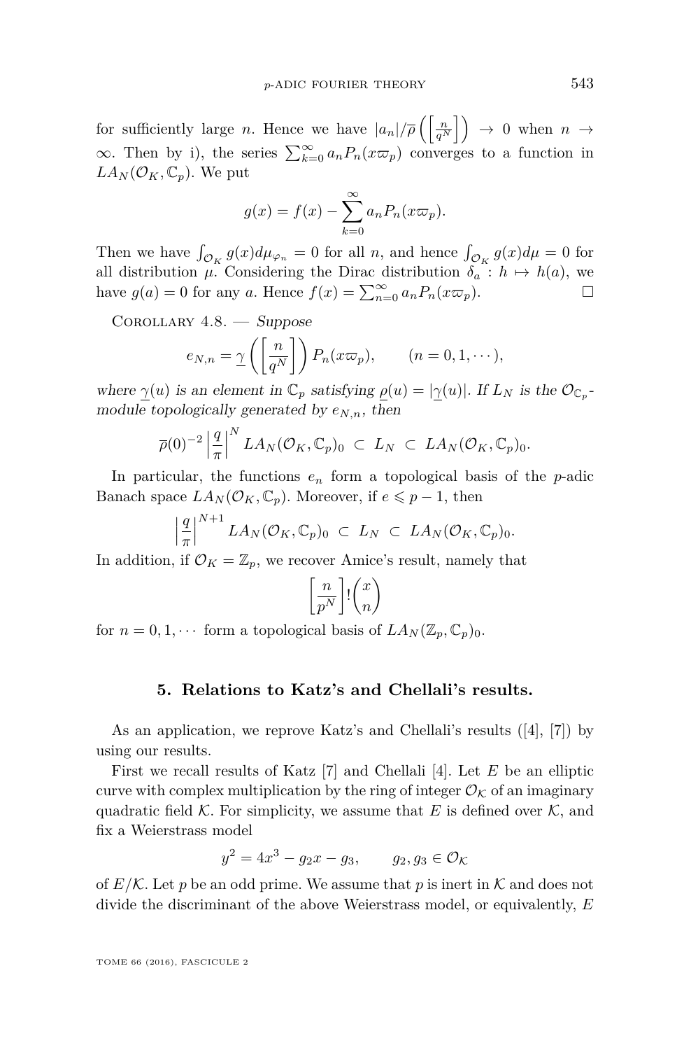for sufficiently large $n$. Hence we have $|a_n|/\overline{\rho}\left(\left[\frac{n}{q^N}\right]\right) \to 0$ when $n \to \infty$. Then by i), the series $\sum_{k=0}^{\infty} a_n P_n(x\varpi_p)$ converges to a function in $LA_N(\mathcal{O}_K, \mathbb{C}_p)$. We put

$$g(x) = f(x) - \sum_{k=0}^{\infty} a_n P_n(x\varpi_p).$$

Then we have $\int_{\mathcal{O}_K} g(x) d\mu_{\varphi_n} = 0$ for all $n$, and hence $\int_{\mathcal{O}_K} g(x) d\mu = 0$ for all distribution $\mu$. Considering the Dirac distribution $\delta_a : h \mapsto h(a)$, we have $g(a) = 0$ for any $a$. Hence $f(x) = \sum_{n=0}^{\infty} a_n P_n(x\varpi_p)$. □

Corollary 4.8. — *Suppose*

$$e_{N,n} = \underline{\gamma}\left(\left[\frac{n}{q^N}\right]\right) P_n(x\varpi_p), \qquad (n = 0, 1, \cdots),$$

*where $\underline{\gamma}(u)$ is an element in $\mathbb{C}_p$ satisfying $\underline{\rho}(u) = |\underline{\gamma}(u)|$. If $L_N$ is the $\mathcal{O}_{\mathbb{C}_p}$-module topologically generated by $e_{N,n}$, then*

$$\overline{\rho}(0)^{-2} \left|\frac{q}{\pi}\right|^N LA_N(\mathcal{O}_K, \mathbb{C}_p)_0 \ \subset \ L_N \ \subset \ LA_N(\mathcal{O}_K, \mathbb{C}_p)_0.$$

In particular, the functions $e_n$ form a topological basis of the $p$-adic Banach space $LA_N(\mathcal{O}_K, \mathbb{C}_p)$. Moreover, if $e \leqslant p - 1$, then

$$\left|\frac{q}{\pi}\right|^{N+1} LA_N(\mathcal{O}_K, \mathbb{C}_p)_0 \ \subset \ L_N \ \subset \ LA_N(\mathcal{O}_K, \mathbb{C}_p)_0.$$

In addition, if $\mathcal{O}_K = \mathbb{Z}_p$, we recover Amice's result, namely that

$$\left[\frac{n}{p^N}\right]! \binom{x}{n}$$

for $n = 0, 1, \cdots$ form a topological basis of $LA_N(\mathbb{Z}_p, \mathbb{C}_p)_0$.

## 5. Relations to Katz's and Chellali's results.

As an application, we reprove Katz's and Chellali's results ([4], [7]) by using our results.

First we recall results of Katz [7] and Chellali [4]. Let $E$ be an elliptic curve with complex multiplication by the ring of integer $\mathcal{O}_\mathcal{K}$ of an imaginary quadratic field $\mathcal{K}$. For simplicity, we assume that $E$ is defined over $\mathcal{K}$, and fix a Weierstrass model

$$y^2 = 4x^3 - g_2 x - g_3, \qquad g_2, g_3 \in \mathcal{O}_\mathcal{K}$$

of $E/\mathcal{K}$. Let $p$ be an odd prime. We assume that $p$ is inert in $\mathcal{K}$ and does not divide the discriminant of the above Weierstrass model, or equivalently, $E$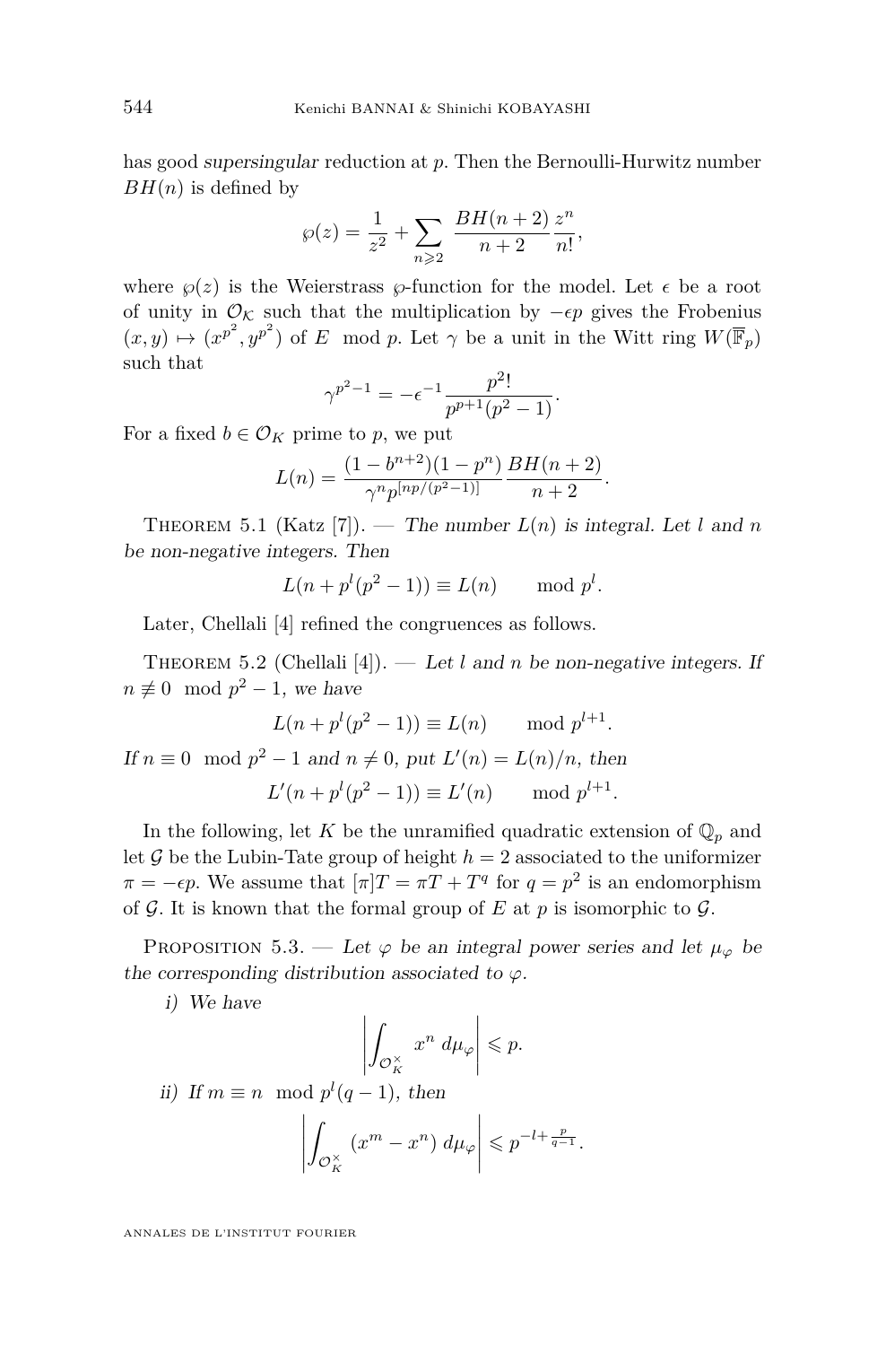has good *supersingular* reduction at $p$. Then the Bernoulli-Hurwitz number $BH(n)$ is defined by

$$\wp(z) = \frac{1}{z^2} + \sum_{n \geqslant 2} \frac{BH(n+2)}{n+2} \frac{z^n}{n!},$$

where $\wp(z)$ is the Weierstrass $\wp$-function for the model. Let $\epsilon$ be a root of unity in $\mathcal{O}_{\mathcal{K}}$ such that the multiplication by $-\epsilon p$ gives the Frobenius $(x, y) \mapsto (x^{p^2}, y^{p^2})$ of $E \mod p$. Let $\gamma$ be a unit in the Witt ring $W(\overline{\mathbb{F}}_p)$ such that

$$\gamma^{p^2-1} = -\epsilon^{-1} \frac{p^2!}{p^{p+1}(p^2-1)}.$$

For a fixed $b \in \mathcal{O}_K$ prime to $p$, we put

$$L(n) = \frac{(1-b^{n+2})(1-p^n)}{\gamma^n p^{[np/(p^2-1)]}} \frac{BH(n+2)}{n+2}.$$

Theorem 5.1 (Katz [7]). — *The number $L(n)$ is integral. Let $l$ and $n$ be non-negative integers. Then*

$$L(n + p^l(p^2-1)) \equiv L(n) \mod p^l.$$

Later, Chellali [4] refined the congruences as follows.

Theorem 5.2 (Chellali [4]). — *Let $l$ and $n$ be non-negative integers. If $n \not\equiv 0 \mod p^2 - 1$, we have*

$$L(n + p^l(p^2-1)) \equiv L(n) \mod p^{l+1}.$$

*If $n \equiv 0 \mod p^2 - 1$ and $n \neq 0$, put $L'(n) = L(n)/n$, then*

$$L'(n + p^l(p^2-1)) \equiv L'(n) \mod p^{l+1}.$$

In the following, let $K$ be the unramified quadratic extension of $\mathbb{Q}_p$ and let $\mathcal{G}$ be the Lubin-Tate group of height $h = 2$ associated to the uniformizer $\pi = -\epsilon p$. We assume that $[\pi]T = \pi T + T^q$ for $q = p^2$ is an endomorphism of $\mathcal{G}$. It is known that the formal group of $E$ at $p$ is isomorphic to $\mathcal{G}$.

Proposition 5.3. — *Let $\varphi$ be an integral power series and let $\mu_\varphi$ be the corresponding distribution associated to $\varphi$.*

*i) We have*

$$\left| \int_{\mathcal{O}_K^\times} x^n \, d\mu_\varphi \right| \leqslant p.$$

*ii) If $m \equiv n \mod p^l(q-1)$, then*

$$\left| \int_{\mathcal{O}_K^\times} (x^m - x^n) \, d\mu_\varphi \right| \leqslant p^{-l + \frac{p}{q-1}}.$$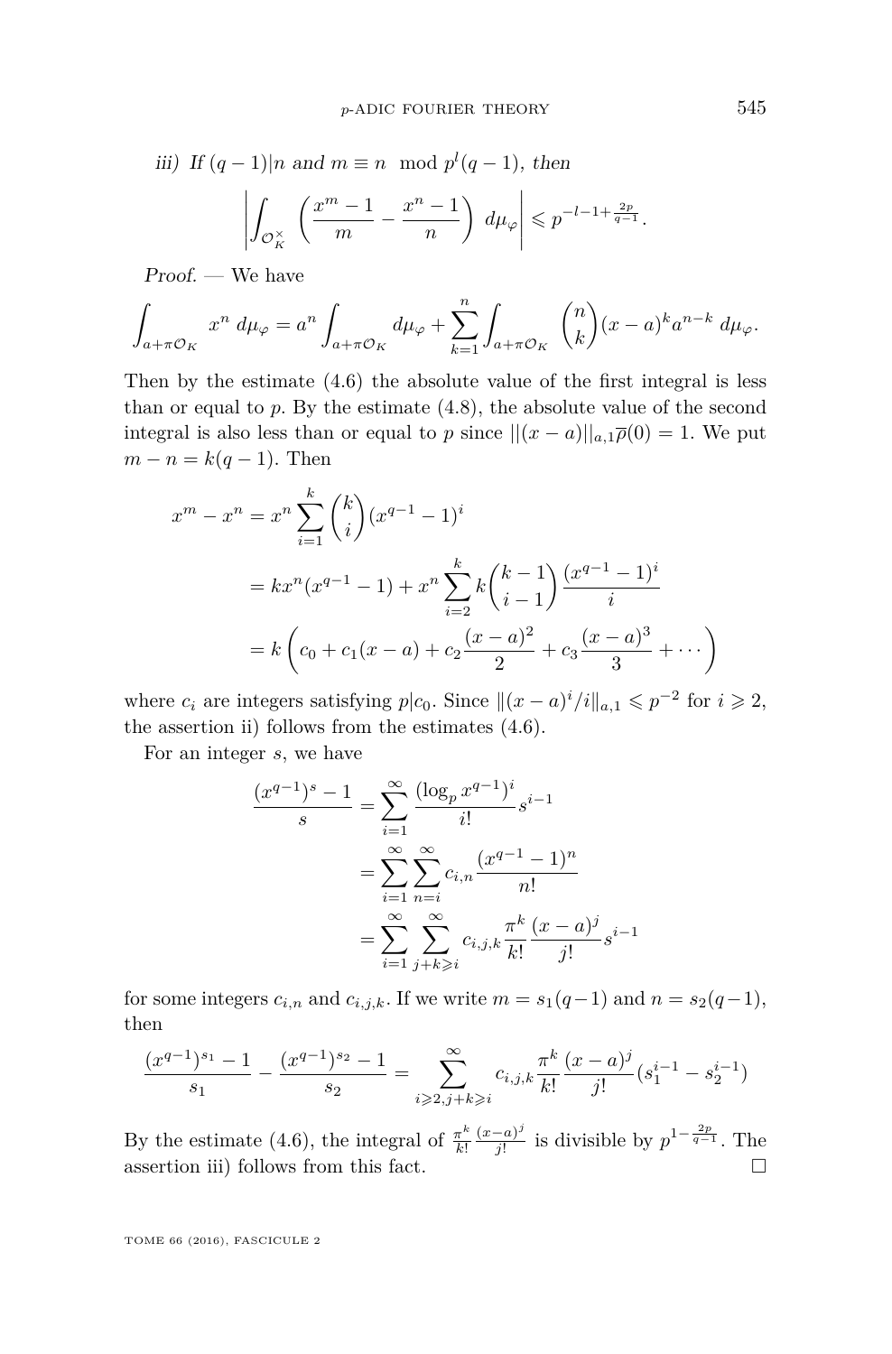*iii) If $(q-1)|n$ and $m \equiv n \mod p^l(q-1)$, then*

$$\left| \int_{\mathcal{O}_K^\times} \left( \frac{x^m - 1}{m} - \frac{x^n - 1}{n} \right) \, d\mu_\varphi \right| \leqslant p^{-l-1+\frac{2p}{q-1}}.$$

*Proof.* — We have

$$\int_{a+\pi\mathcal{O}_K} x^n \, d\mu_\varphi = a^n \int_{a+\pi\mathcal{O}_K} d\mu_\varphi + \sum_{k=1}^{n} \int_{a+\pi\mathcal{O}_K} \binom{n}{k} (x-a)^k a^{n-k} \, d\mu_\varphi.$$

Then by the estimate (4.6) the absolute value of the first integral is less than or equal to $p$. By the estimate (4.8), the absolute value of the second integral is also less than or equal to $p$ since $||(x-a)||_{a,1}\overline{\rho}(0) = 1$. We put $m - n = k(q-1)$. Then

$$\begin{aligned}
x^m - x^n &= x^n \sum_{i=1}^{k} \binom{k}{i} (x^{q-1} - 1)^i \\
&= kx^n(x^{q-1} - 1) + x^n \sum_{i=2}^{k} k \binom{k-1}{i-1} \frac{(x^{q-1}-1)^i}{i} \\
&= k\left( c_0 + c_1(x-a) + c_2 \frac{(x-a)^2}{2} + c_3 \frac{(x-a)^3}{3} + \cdots \right)
\end{aligned}$$

where $c_i$ are integers satisfying $p|c_0$. Since $\|(x-a)^i/i\|_{a,1} \leqslant p^{-2}$ for $i \geqslant 2$, the assertion ii) follows from the estimates (4.6).

For an integer $s$, we have

$$\begin{aligned}
\frac{(x^{q-1})^s - 1}{s} &= \sum_{i=1}^{\infty} \frac{(\log_p x^{q-1})^i}{i!} s^{i-1} \\
&= \sum_{i=1}^{\infty} \sum_{n=i}^{\infty} c_{i,n} \frac{(x^{q-1}-1)^n}{n!} \\
&= \sum_{i=1}^{\infty} \sum_{j+k \geqslant i}^{\infty} c_{i,j,k} \frac{\pi^k}{k!} \frac{(x-a)^j}{j!} s^{i-1}
\end{aligned}$$

for some integers $c_{i,n}$ and $c_{i,j,k}$. If we write $m = s_1(q-1)$ and $n = s_2(q-1)$, then

$$\frac{(x^{q-1})^{s_1} - 1}{s_1} - \frac{(x^{q-1})^{s_2} - 1}{s_2} = \sum_{i \geqslant 2, j+k \geqslant i}^{\infty} c_{i,j,k} \frac{\pi^k}{k!} \frac{(x-a)^j}{j!} (s_1^{i-1} - s_2^{i-1})$$

By the estimate (4.6), the integral of $\frac{\pi^k}{k!}\frac{(x-a)^j}{j!}$ is divisible by $p^{1-\frac{2p}{q-1}}$. The assertion iii) follows from this fact. $\square$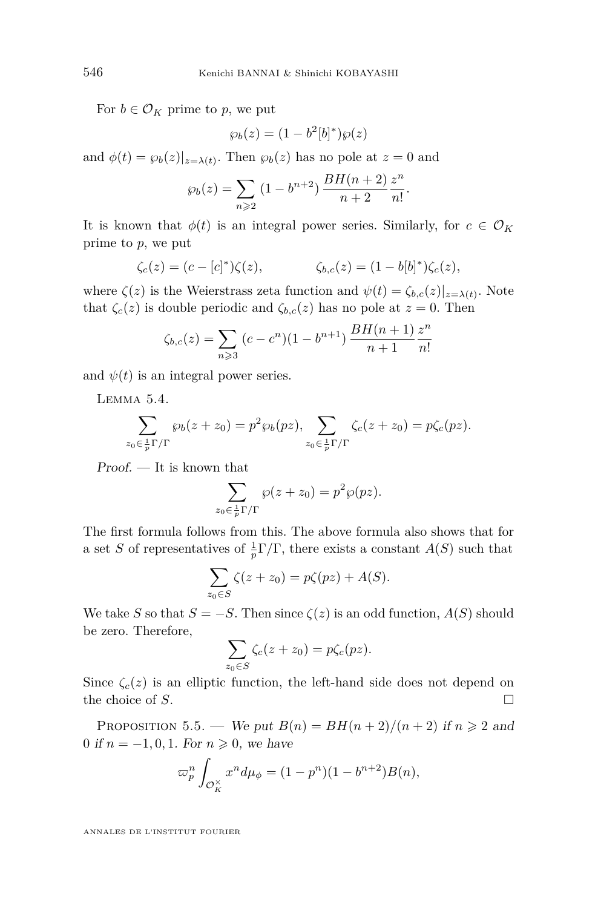For $b \in \mathcal{O}_K$ prime to $p$, we put

$$\wp_b(z) = (1 - b^2[b]^*)\wp(z)$$

and $\phi(t) = \wp_b(z)|_{z=\lambda(t)}$. Then $\wp_b(z)$ has no pole at $z = 0$ and

$$\wp_b(z) = \sum_{n \geqslant 2} (1 - b^{n+2}) \frac{BH(n+2)}{n+2} \frac{z^n}{n!}.$$

It is known that $\phi(t)$ is an integral power series. Similarly, for $c \in \mathcal{O}_K$ prime to $p$, we put

$$\zeta_c(z) = (c - [c]^*)\zeta(z), \qquad\qquad \zeta_{b,c}(z) = (1 - b[b]^*)\zeta_c(z),$$

where $\zeta(z)$ is the Weierstrass zeta function and $\psi(t) = \zeta_{b,c}(z)|_{z=\lambda(t)}$. Note that $\zeta_c(z)$ is double periodic and $\zeta_{b,c}(z)$ has no pole at $z = 0$. Then

$$\zeta_{b,c}(z) = \sum_{n \geqslant 3} (c - c^n)(1 - b^{n+1}) \frac{BH(n+1)}{n+1} \frac{z^n}{n!}$$

and $\psi(t)$ is an integral power series.

Lemma 5.4.

$$\sum_{z_0 \in \frac{1}{p}\Gamma/\Gamma} \wp_b(z + z_0) = p^2 \wp_b(pz), \quad \sum_{z_0 \in \frac{1}{p}\Gamma/\Gamma} \zeta_c(z + z_0) = p\zeta_c(pz).$$

*Proof.* — It is known that

$$\sum_{z_0 \in \frac{1}{p}\Gamma/\Gamma} \wp(z + z_0) = p^2 \wp(pz).$$

The first formula follows from this. The above formula also shows that for a set $S$ of representatives of $\frac{1}{p}\Gamma/\Gamma$, there exists a constant $A(S)$ such that

$$\sum_{z_0 \in S} \zeta(z + z_0) = p\zeta(pz) + A(S).$$

We take $S$ so that $S = -S$. Then since $\zeta(z)$ is an odd function, $A(S)$ should be zero. Therefore,

$$\sum_{z_0 \in S} \zeta_c(z + z_0) = p\zeta_c(pz).$$

Since $\zeta_c(z)$ is an elliptic function, the left-hand side does not depend on the choice of $S$. □

Proposition 5.5. — *We put $B(n) = BH(n+2)/(n+2)$ if $n \geqslant 2$ and $0$ if $n = -1, 0, 1$. For $n \geqslant 0$, we have*

$$\varpi_p^n \int_{\mathcal{O}_K^\times} x^n d\mu_\phi = (1 - p^n)(1 - b^{n+2})B(n),$$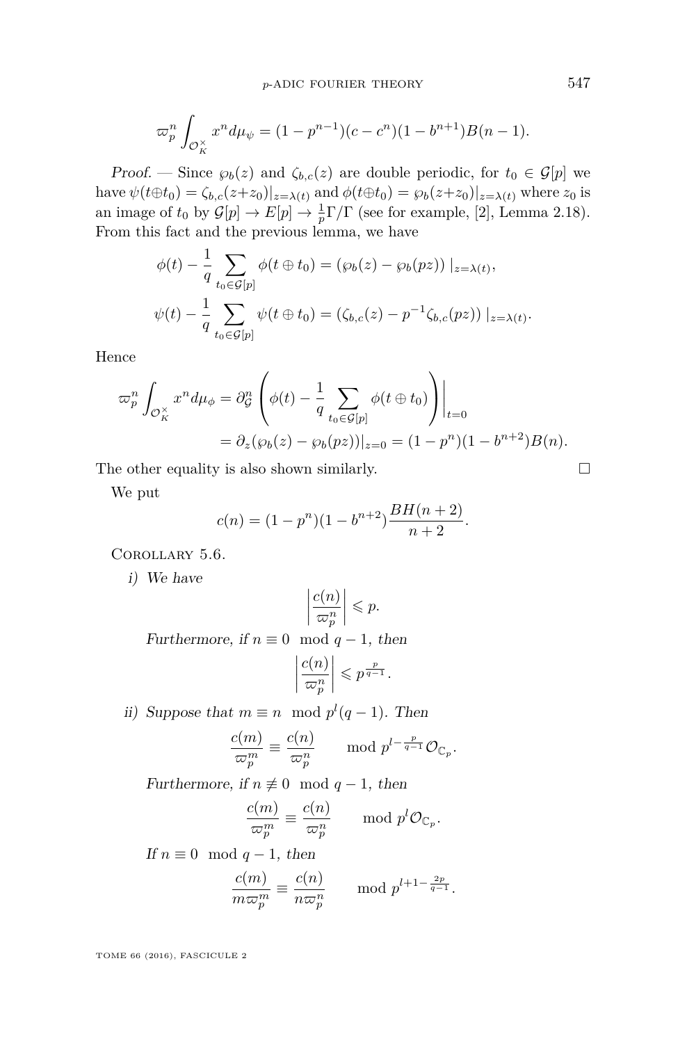$$\varpi_p^n \int_{\mathcal{O}_K^\times} x^n d\mu_\psi = (1 - p^{n-1})(c - c^n)(1 - b^{n+1})B(n-1).$$

*Proof.* — Since $\wp_b(z)$ and $\zeta_{b,c}(z)$ are double periodic, for $t_0 \in \mathcal{G}[p]$ we have $\psi(t \oplus t_0) = \zeta_{b,c}(z+z_0)|_{z=\lambda(t)}$ and $\phi(t \oplus t_0) = \wp_b(z+z_0)|_{z=\lambda(t)}$ where $z_0$ is an image of $t_0$ by $\mathcal{G}[p] \to E[p] \to \frac{1}{p}\Gamma/\Gamma$ (see for example, [2], Lemma 2.18). From this fact and the previous lemma, we have

$$\phi(t) - \frac{1}{q} \sum_{t_0 \in \mathcal{G}[p]} \phi(t \oplus t_0) = (\wp_b(z) - \wp_b(pz))\,|_{z=\lambda(t)},$$

$$\psi(t) - \frac{1}{q} \sum_{t_0 \in \mathcal{G}[p]} \psi(t \oplus t_0) = (\zeta_{b,c}(z) - p^{-1}\zeta_{b,c}(pz))\,|_{z=\lambda(t)}.$$

Hence

$$\begin{aligned}
\varpi_p^n \int_{\mathcal{O}_K^\times} x^n d\mu_\phi &= \partial_{\mathcal{G}}^n \left( \phi(t) - \frac{1}{q} \sum_{t_0 \in \mathcal{G}[p]} \phi(t \oplus t_0) \right)\Bigg|_{t=0} \\
&= \partial_z(\wp_b(z) - \wp_b(pz))|_{z=0} = (1 - p^n)(1 - b^{n+2})B(n).
\end{aligned}$$

The other equality is also shown similarly. □

We put

$$c(n) = (1 - p^n)(1 - b^{n+2}) \frac{BH(n+2)}{n+2}.$$

Corollary 5.6.

*i) We have*

$$\left| \frac{c(n)}{\varpi_p^n} \right| \leqslant p.$$

*Furthermore, if* $n \equiv 0 \mod q-1$*, then*

$$\left| \frac{c(n)}{\varpi_p^n} \right| \leqslant p^{\frac{p}{q-1}}.$$

*ii) Suppose that* $m \equiv n \mod p^l(q-1)$*. Then*

$$\frac{c(m)}{\varpi_p^m} \equiv \frac{c(n)}{\varpi_p^n} \qquad \mod p^{l - \frac{p}{q-1}} \mathcal{O}_{\mathbb{C}_p}.$$

*Furthermore, if* $n \not\equiv 0 \mod q-1$*, then*

$$\frac{c(m)}{\varpi_p^m} \equiv \frac{c(n)}{\varpi_p^n} \qquad \mod p^l \mathcal{O}_{\mathbb{C}_p}.$$

*If* $n \equiv 0 \mod q-1$*, then*

$$\frac{c(m)}{m\varpi_p^m} \equiv \frac{c(n)}{n\varpi_p^n} \qquad \mod p^{l+1-\frac{2p}{q-1}}.$$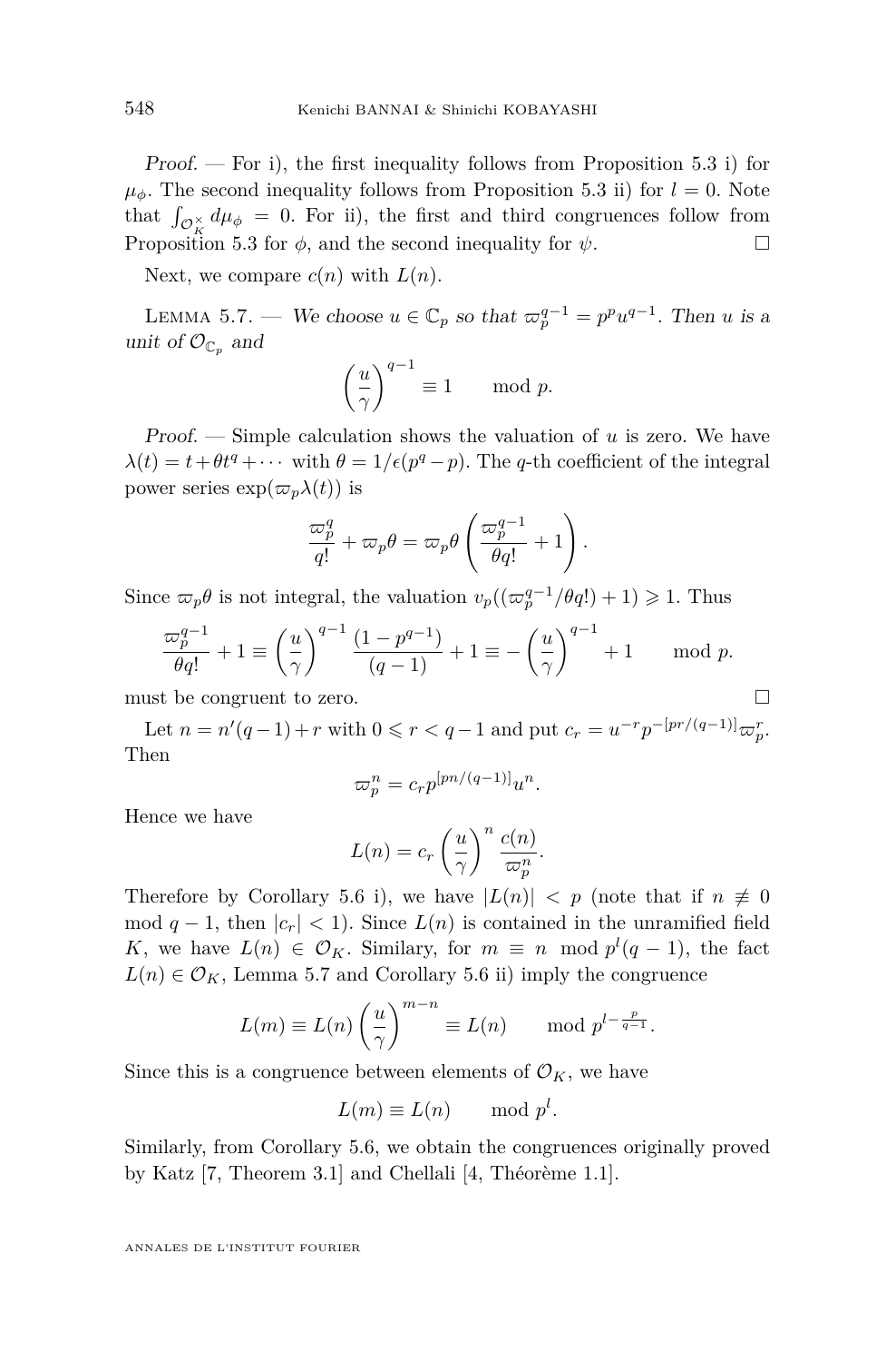*Proof.* — For i), the first inequality follows from Proposition 5.3 i) for $\mu_\phi$. The second inequality follows from Proposition 5.3 ii) for $l = 0$. Note that $\int_{\mathcal{O}_K^\times} d\mu_\phi = 0$. For ii), the first and third congruences follow from Proposition 5.3 for $\phi$, and the second inequality for $\psi$. □

Next, we compare $c(n)$ with $L(n)$.

Lemma 5.7. — *We choose $u \in \mathbb{C}_p$ so that $\varpi_p^{q-1} = p^p u^{q-1}$. Then $u$ is a unit of $\mathcal{O}_{\mathbb{C}_p}$ and*

$$\left(\frac{u}{\gamma}\right)^{q-1} \equiv 1 \qquad \bmod p.$$

*Proof.* — Simple calculation shows the valuation of $u$ is zero. We have $\lambda(t) = t + \theta t^q + \cdots$ with $\theta = 1/\epsilon(p^q - p)$. The $q$-th coefficient of the integral power series $\exp(\varpi_p \lambda(t))$ is

$$\frac{\varpi_p^q}{q!} + \varpi_p \theta = \varpi_p \theta \left(\frac{\varpi_p^{q-1}}{\theta q!} + 1\right).$$

Since $\varpi_p \theta$ is not integral, the valuation $v_p((\varpi_p^{q-1}/\theta q!) + 1) \geqslant 1$. Thus

$$\frac{\varpi_p^{q-1}}{\theta q!} + 1 \equiv \left(\frac{u}{\gamma}\right)^{q-1} \frac{(1-p^{q-1})}{(q-1)} + 1 \equiv -\left(\frac{u}{\gamma}\right)^{q-1} + 1 \qquad \bmod p.$$

must be congruent to zero. □

Let $n = n'(q-1) + r$ with $0 \leqslant r < q-1$ and put $c_r = u^{-r} p^{-[pr/(q-1)]} \varpi_p^r$. Then

$$\varpi_p^n = c_r p^{[pn/(q-1)]} u^n.$$

Hence we have

$$L(n) = c_r \left(\frac{u}{\gamma}\right)^n \frac{c(n)}{\varpi_p^n}.$$

Therefore by Corollary 5.6 i), we have $|L(n)| < p$ (note that if $n \not\equiv 0 \mod q-1$, then $|c_r| < 1$). Since $L(n)$ is contained in the unramified field $K$, we have $L(n) \in \mathcal{O}_K$. Similary, for $m \equiv n \mod p^l(q-1)$, the fact $L(n) \in \mathcal{O}_K$, Lemma 5.7 and Corollary 5.6 ii) imply the congruence

$$L(m) \equiv L(n) \left(\frac{u}{\gamma}\right)^{m-n} \equiv L(n) \qquad \bmod p^{l - \frac{p}{q-1}}.$$

Since this is a congruence between elements of $\mathcal{O}_K$, we have

$$L(m) \equiv L(n) \qquad \bmod p^l.$$

Similarly, from Corollary 5.6, we obtain the congruences originally proved by Katz [7, Theorem 3.1] and Chellali [4, Théorème 1.1].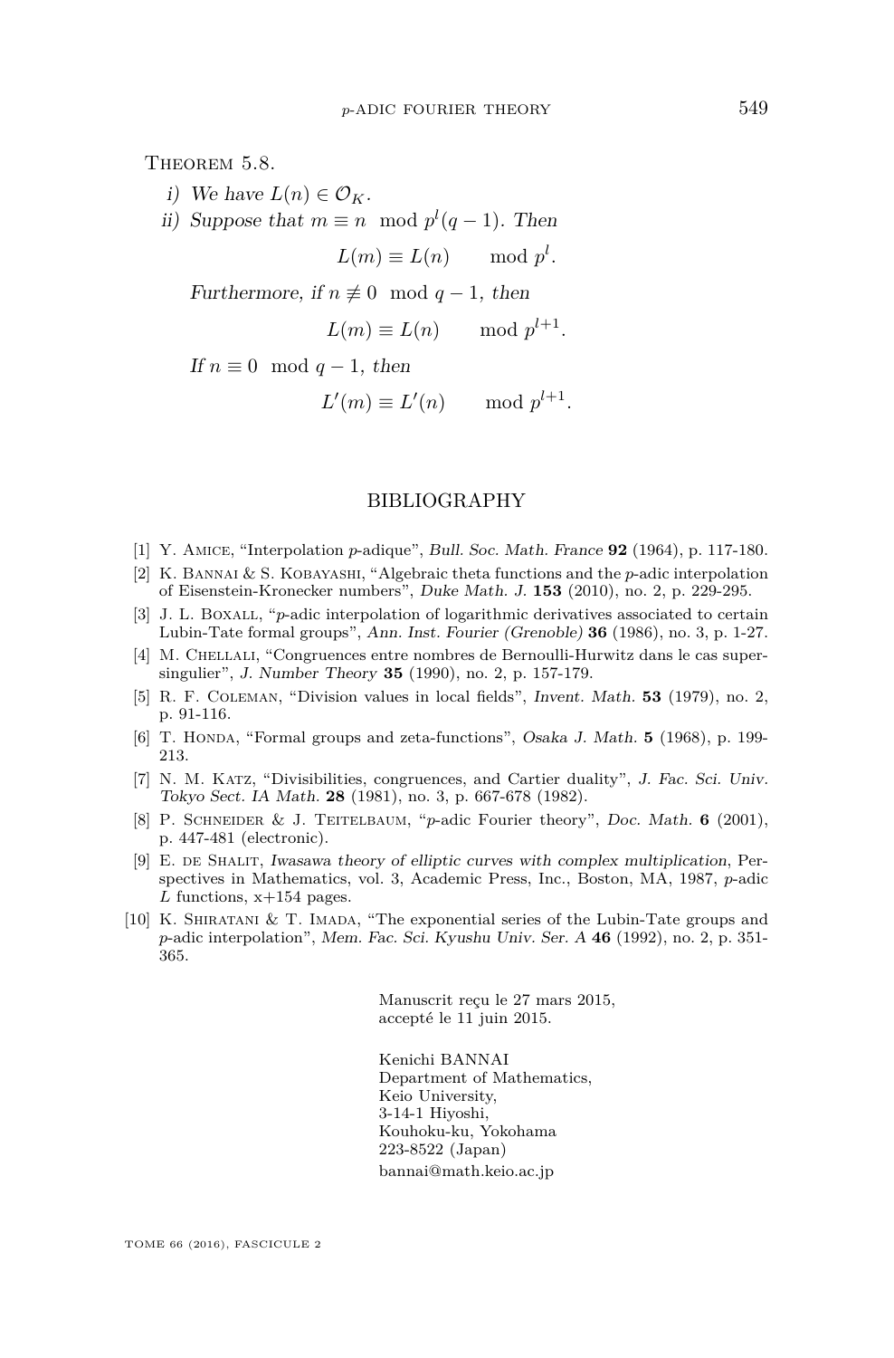Theorem 5.8.

*i) We have* $L(n) \in \mathcal{O}_K$.

*ii) Suppose that* $m \equiv n \mod p^l(q-1)$. *Then*

$$L(m) \equiv L(n) \qquad \mod p^l.$$

*Furthermore, if* $n \not\equiv 0 \mod q-1$, *then*

$$L(m) \equiv L(n) \qquad \mod p^{l+1}.$$

*If* $n \equiv 0 \mod q-1$, *then*

$$L'(m) \equiv L'(n) \qquad \mod p^{l+1}.$$

## BIBLIOGRAPHY

[1] Y. Amice, "Interpolation $p$-adique", *Bull. Soc. Math. France* **92** (1964), p. 117-180.

[2] K. Bannai & S. Kobayashi, "Algebraic theta functions and the $p$-adic interpolation of Eisenstein-Kronecker numbers", *Duke Math. J.* **153** (2010), no. 2, p. 229-295.

[3] J. L. Boxall, "$p$-adic interpolation of logarithmic derivatives associated to certain Lubin-Tate formal groups", *Ann. Inst. Fourier (Grenoble)* **36** (1986), no. 3, p. 1-27.

[4] M. Chellali, "Congruences entre nombres de Bernoulli-Hurwitz dans le cas supersingulier", *J. Number Theory* **35** (1990), no. 2, p. 157-179.

[5] R. F. Coleman, "Division values in local fields", *Invent. Math.* **53** (1979), no. 2, p. 91-116.

[6] T. Honda, "Formal groups and zeta-functions", *Osaka J. Math.* **5** (1968), p. 199-213.

[7] N. M. Katz, "Divisibilities, congruences, and Cartier duality", *J. Fac. Sci. Univ. Tokyo Sect. IA Math.* **28** (1981), no. 3, p. 667-678 (1982).

[8] P. Schneider & J. Teitelbaum, "$p$-adic Fourier theory", *Doc. Math.* **6** (2001), p. 447-481 (electronic).

[9] E. de Shalit, *Iwasawa theory of elliptic curves with complex multiplication*, Perspectives in Mathematics, vol. 3, Academic Press, Inc., Boston, MA, 1987, $p$-adic $L$ functions, x+154 pages.

[10] K. Shiratani & T. Imada, "The exponential series of the Lubin-Tate groups and $p$-adic interpolation", *Mem. Fac. Sci. Kyushu Univ. Ser. A* **46** (1992), no. 2, p. 351-365.

Manuscrit reçu le 27 mars 2015,
accepté le 11 juin 2015.

Kenichi BANNAI
Department of Mathematics,
Keio University,
3-14-1 Hiyoshi,
Kouhoku-ku, Yokohama
223-8522 (Japan)
bannai@math.keio.ac.jp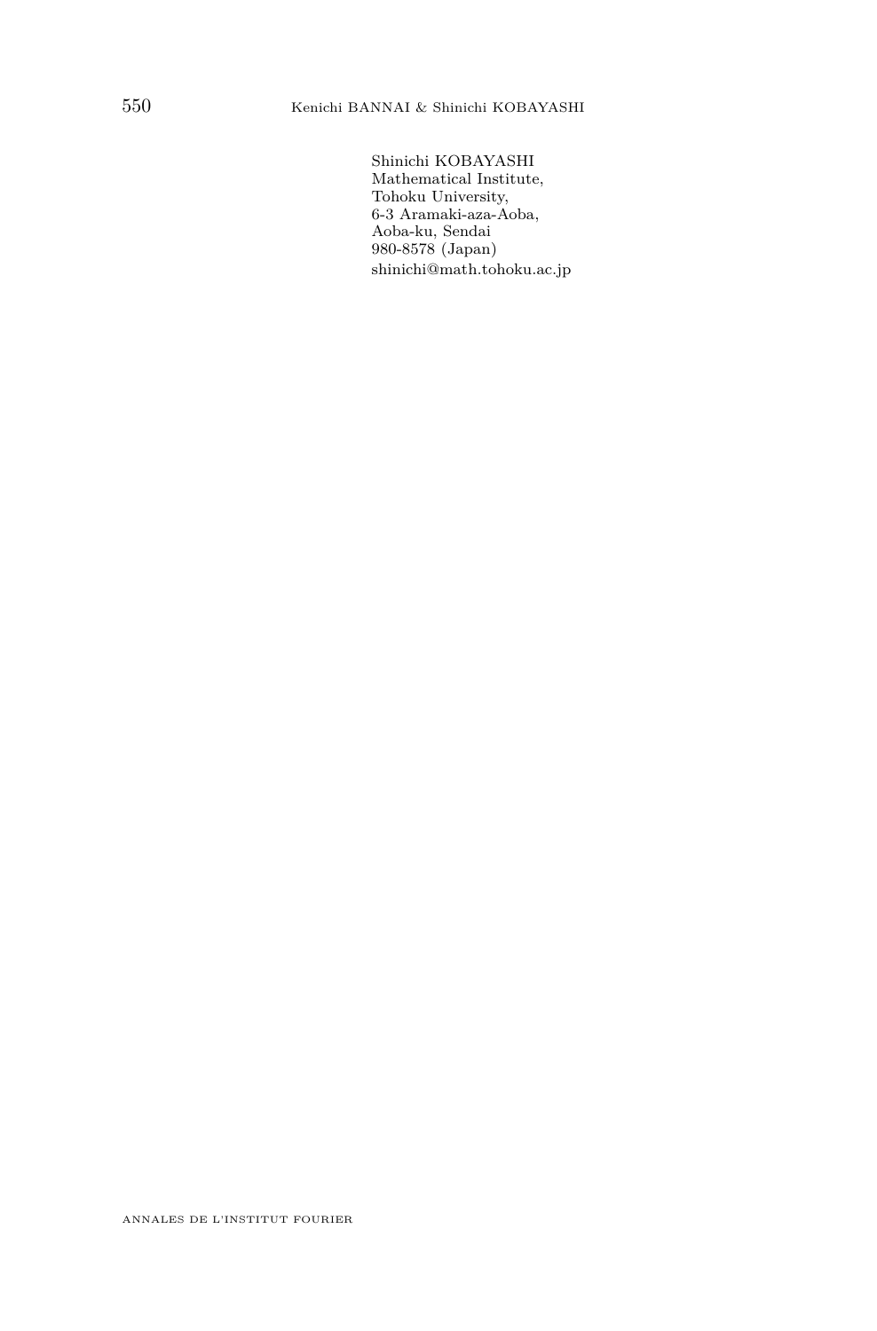Shinichi KOBAYASHI
Mathematical Institute,
Tohoku University,
6-3 Aramaki-aza-Aoba,
Aoba-ku, Sendai
980-8578 (Japan)
shinichi@math.tohoku.ac.jp